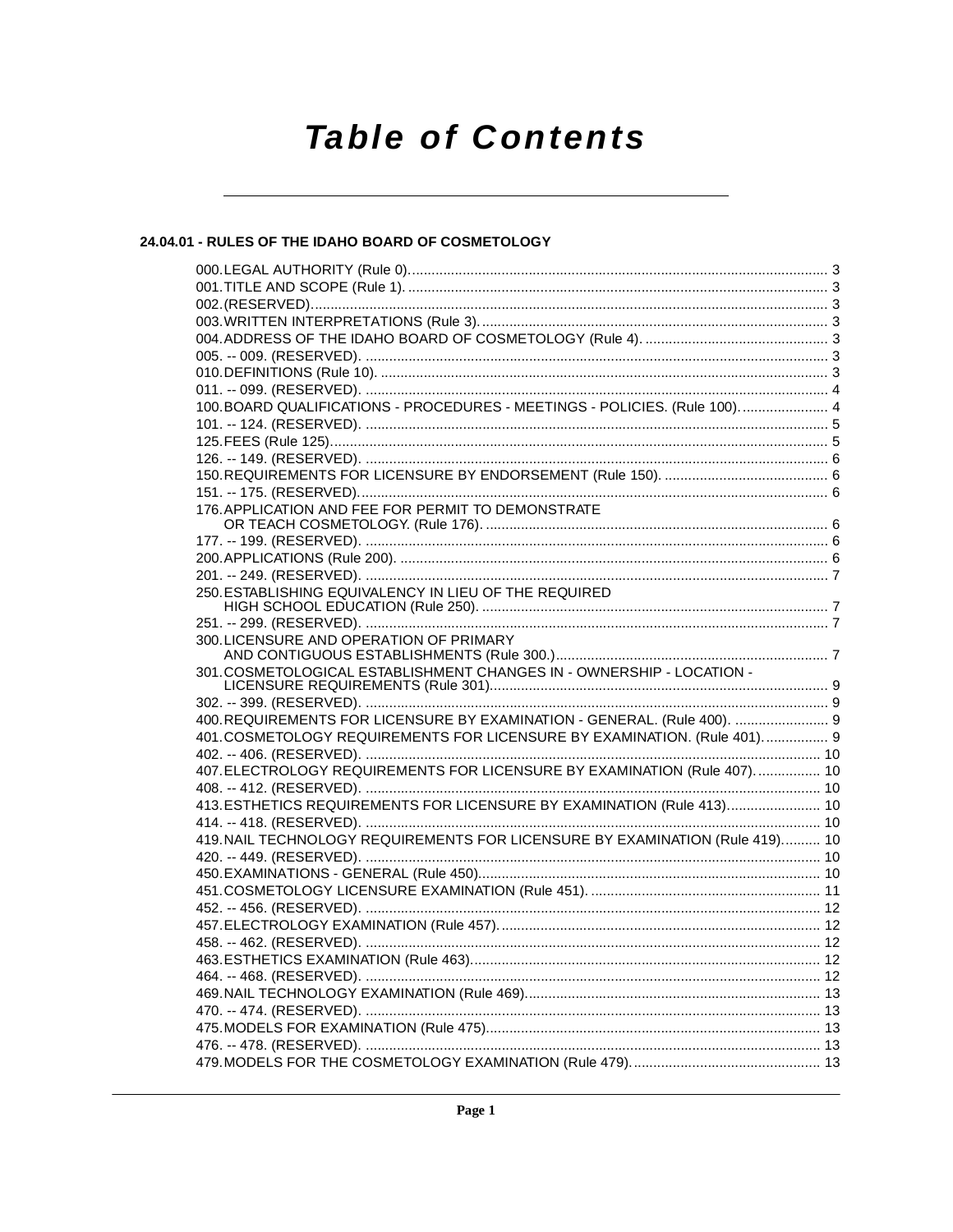# Table of Contents

## 24.04.01 - RULES OF THE IDAHO BOARD OF COSMETOLOGY

000. LEGAL AUTHORITY (Rule 0). .......... 3
001. TITLE AND SCOPE (Rule 1). .......... 3
002. (RESERVED). .......... 3
003. WRITTEN INTERPRETATIONS (Rule 3). .......... 3
004. ADDRESS OF THE IDAHO BOARD OF COSMETOLOGY (Rule 4). .......... 3
005. -- 009. (RESERVED). .......... 3
010. DEFINITIONS (Rule 10). .......... 3
011. -- 099. (RESERVED). .......... 4
100. BOARD QUALIFICATIONS - PROCEDURES - MEETINGS - POLICIES. (Rule 100). .......... 4
101. -- 124. (RESERVED). .......... 5
125. FEES (Rule 125). .......... 5
126. -- 149. (RESERVED). .......... 6
150. REQUIREMENTS FOR LICENSURE BY ENDORSEMENT (Rule 150). .......... 6
151. -- 175. (RESERVED). .......... 6
176. APPLICATION AND FEE FOR PERMIT TO DEMONSTRATE OR TEACH COSMETOLOGY. (Rule 176). .......... 6
177. -- 199. (RESERVED). .......... 6
200. APPLICATIONS (Rule 200). .......... 6
201. -- 249. (RESERVED). .......... 7
250. ESTABLISHING EQUIVALENCY IN LIEU OF THE REQUIRED HIGH SCHOOL EDUCATION (Rule 250). .......... 7
251. -- 299. (RESERVED). .......... 7
300. LICENSURE AND OPERATION OF PRIMARY AND CONTIGUOUS ESTABLISHMENTS (Rule 300.) .......... 7
301. COSMETOLOGICAL ESTABLISHMENT CHANGES IN - OWNERSHIP - LOCATION - LICENSURE REQUIREMENTS (Rule 301). .......... 9
302. -- 399. (RESERVED). .......... 9
400. REQUIREMENTS FOR LICENSURE BY EXAMINATION - GENERAL. (Rule 400). .......... 9
401. COSMETOLOGY REQUIREMENTS FOR LICENSURE BY EXAMINATION. (Rule 401). .......... 9
402. -- 406. (RESERVED). .......... 10
407. ELECTROLOGY REQUIREMENTS FOR LICENSURE BY EXAMINATION (Rule 407). .......... 10
408. -- 412. (RESERVED). .......... 10
413. ESTHETICS REQUIREMENTS FOR LICENSURE BY EXAMINATION (Rule 413). .......... 10
414. -- 418. (RESERVED). .......... 10
419. NAIL TECHNOLOGY REQUIREMENTS FOR LICENSURE BY EXAMINATION (Rule 419). .......... 10
420. -- 449. (RESERVED). .......... 10
450. EXAMINATIONS - GENERAL (Rule 450). .......... 10
451. COSMETOLOGY LICENSURE EXAMINATION (Rule 451). .......... 11
452. -- 456. (RESERVED). .......... 12
457. ELECTROLOGY EXAMINATION (Rule 457). .......... 12
458. -- 462. (RESERVED). .......... 12
463. ESTHETICS EXAMINATION (Rule 463). .......... 12
464. -- 468. (RESERVED). .......... 12
469. NAIL TECHNOLOGY EXAMINATION (Rule 469). .......... 13
470. -- 474. (RESERVED). .......... 13
475. MODELS FOR EXAMINATION (Rule 475). .......... 13
476. -- 478. (RESERVED). .......... 13
479. MODELS FOR THE COSMETOLOGY EXAMINATION (Rule 479). .......... 13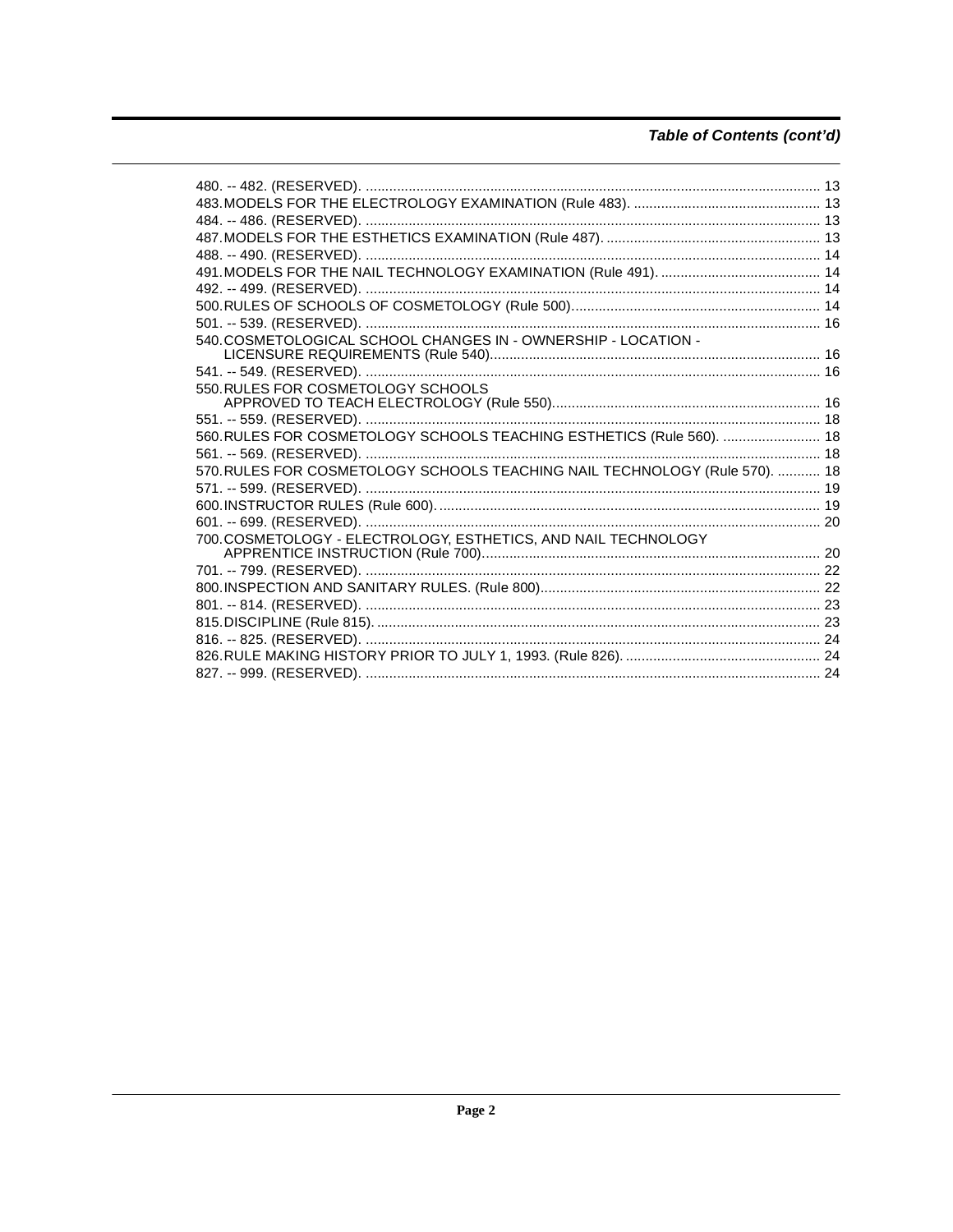## Table of Contents (cont'd)

480. -- 482. (RESERVED). .................................................................................................................... 13
483. MODELS FOR THE ELECTROLOGY EXAMINATION (Rule 483). ................................................ 13
484. -- 486. (RESERVED). .................................................................................................................... 13
487. MODELS FOR THE ESTHETICS EXAMINATION (Rule 487). ....................................................... 13
488. -- 490. (RESERVED). .................................................................................................................... 14
491. MODELS FOR THE NAIL TECHNOLOGY EXAMINATION (Rule 491). ......................................... 14
492. -- 499. (RESERVED). .................................................................................................................... 14
500. RULES OF SCHOOLS OF COSMETOLOGY (Rule 500)................................................................ 14
501. -- 539. (RESERVED). .................................................................................................................... 16
540. COSMETOLOGICAL SCHOOL CHANGES IN - OWNERSHIP - LOCATION - LICENSURE REQUIREMENTS (Rule 540).................................................................................... 16
541. -- 549. (RESERVED). .................................................................................................................... 16
550. RULES FOR COSMETOLOGY SCHOOLS APPROVED TO TEACH ELECTROLOGY (Rule 550).................................................................... 16
551. -- 559. (RESERVED). .................................................................................................................... 18
560. RULES FOR COSMETOLOGY SCHOOLS TEACHING ESTHETICS (Rule 560). ......................... 18
561. -- 569. (RESERVED). .................................................................................................................... 18
570. RULES FOR COSMETOLOGY SCHOOLS TEACHING NAIL TECHNOLOGY (Rule 570). ........... 18
571. -- 599. (RESERVED). .................................................................................................................... 19
600. INSTRUCTOR RULES (Rule 600). ................................................................................................. 19
601. -- 699. (RESERVED). .................................................................................................................... 20
700. COSMETOLOGY - ELECTROLOGY, ESTHETICS, AND NAIL TECHNOLOGY APPRENTICE INSTRUCTION (Rule 700)...................................................................................... 20
701. -- 799. (RESERVED). .................................................................................................................... 22
800. INSPECTION AND SANITARY RULES. (Rule 800)........................................................................ 22
801. -- 814. (RESERVED). .................................................................................................................... 23
815. DISCIPLINE (Rule 815). ................................................................................................................. 23
816. -- 825. (RESERVED). .................................................................................................................... 24
826. RULE MAKING HISTORY PRIOR TO JULY 1, 1993. (Rule 826). .................................................. 24
827. -- 999. (RESERVED). .................................................................................................................... 24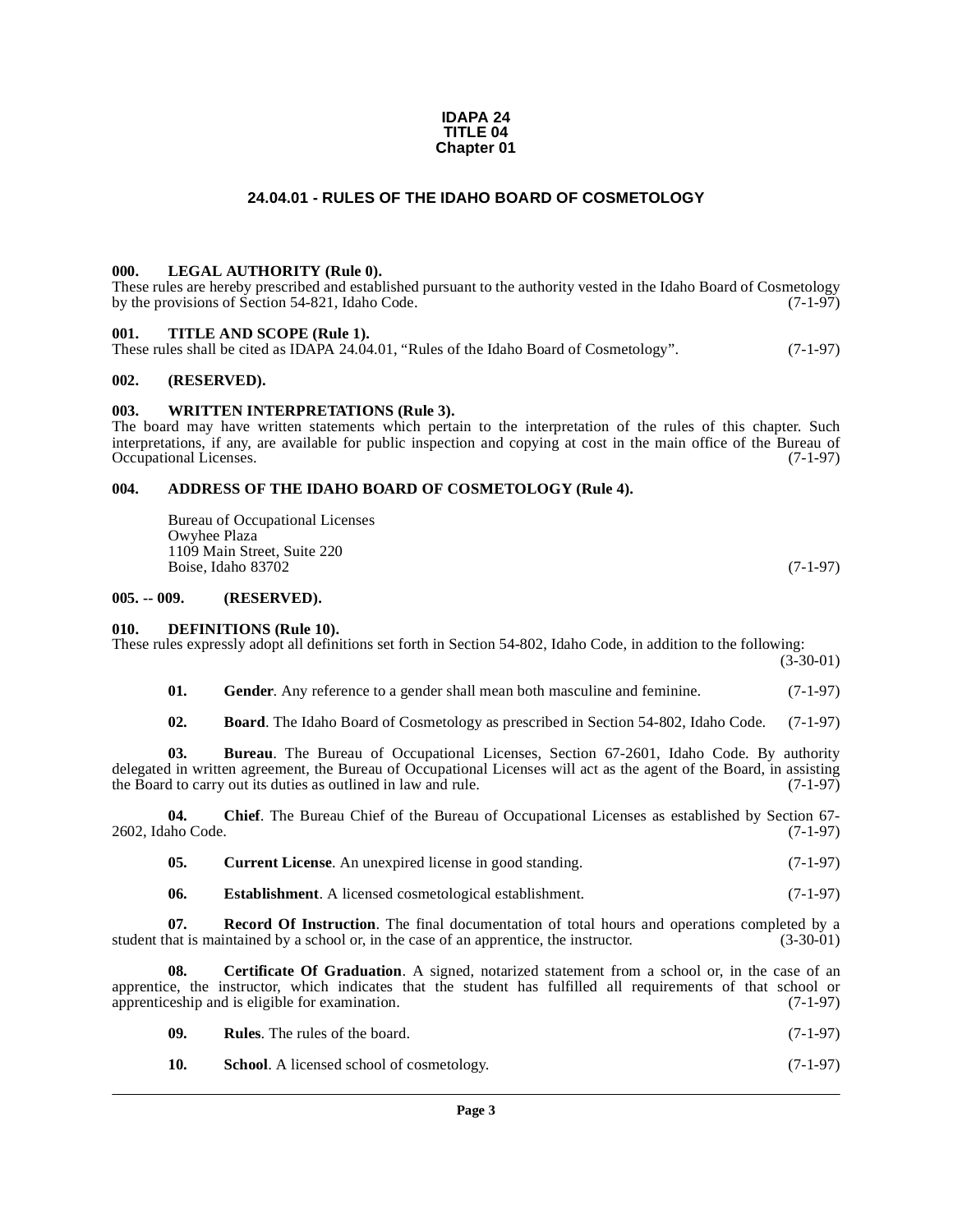**IDAPA 24**
**TITLE 04**
**Chapter 01**

# 24.04.01 - RULES OF THE IDAHO BOARD OF COSMETOLOGY

### 000. LEGAL AUTHORITY (Rule 0).

These rules are hereby prescribed and established pursuant to the authority vested in the Idaho Board of Cosmetology by the provisions of Section 54-821, Idaho Code. (7-1-97)

### 001. TITLE AND SCOPE (Rule 1).

These rules shall be cited as IDAPA 24.04.01, "Rules of the Idaho Board of Cosmetology". (7-1-97)

### 002. (RESERVED).

### 003. WRITTEN INTERPRETATIONS (Rule 3).

The board may have written statements which pertain to the interpretation of the rules of this chapter. Such interpretations, if any, are available for public inspection and copying at cost in the main office of the Bureau of Occupational Licenses. (7-1-97)

### 004. ADDRESS OF THE IDAHO BOARD OF COSMETOLOGY (Rule 4).

Bureau of Occupational Licenses
Owyhee Plaza
1109 Main Street, Suite 220
Boise, Idaho 83702 (7-1-97)

### 005. -- 009. (RESERVED).

### 010. DEFINITIONS (Rule 10).

These rules expressly adopt all definitions set forth in Section 54-802, Idaho Code, in addition to the following: (3-30-01)

**01. Gender**. Any reference to a gender shall mean both masculine and feminine. (7-1-97)

**02. Board**. The Idaho Board of Cosmetology as prescribed in Section 54-802, Idaho Code. (7-1-97)

**03. Bureau**. The Bureau of Occupational Licenses, Section 67-2601, Idaho Code. By authority delegated in written agreement, the Bureau of Occupational Licenses will act as the agent of the Board, in assisting the Board to carry out its duties as outlined in law and rule. (7-1-97)

**04. Chief**. The Bureau Chief of the Bureau of Occupational Licenses as established by Section 67-2602, Idaho Code. (7-1-97)

**05. Current License**. An unexpired license in good standing. (7-1-97)

**06. Establishment**. A licensed cosmetological establishment. (7-1-97)

**07. Record Of Instruction**. The final documentation of total hours and operations completed by a student that is maintained by a school or, in the case of an apprentice, the instructor. (3-30-01)

**08. Certificate Of Graduation**. A signed, notarized statement from a school or, in the case of an apprentice, the instructor, which indicates that the student has fulfilled all requirements of that school or apprenticeship and is eligible for examination. (7-1-97)

**09. Rules**. The rules of the board. (7-1-97)

**10. School**. A licensed school of cosmetology. (7-1-97)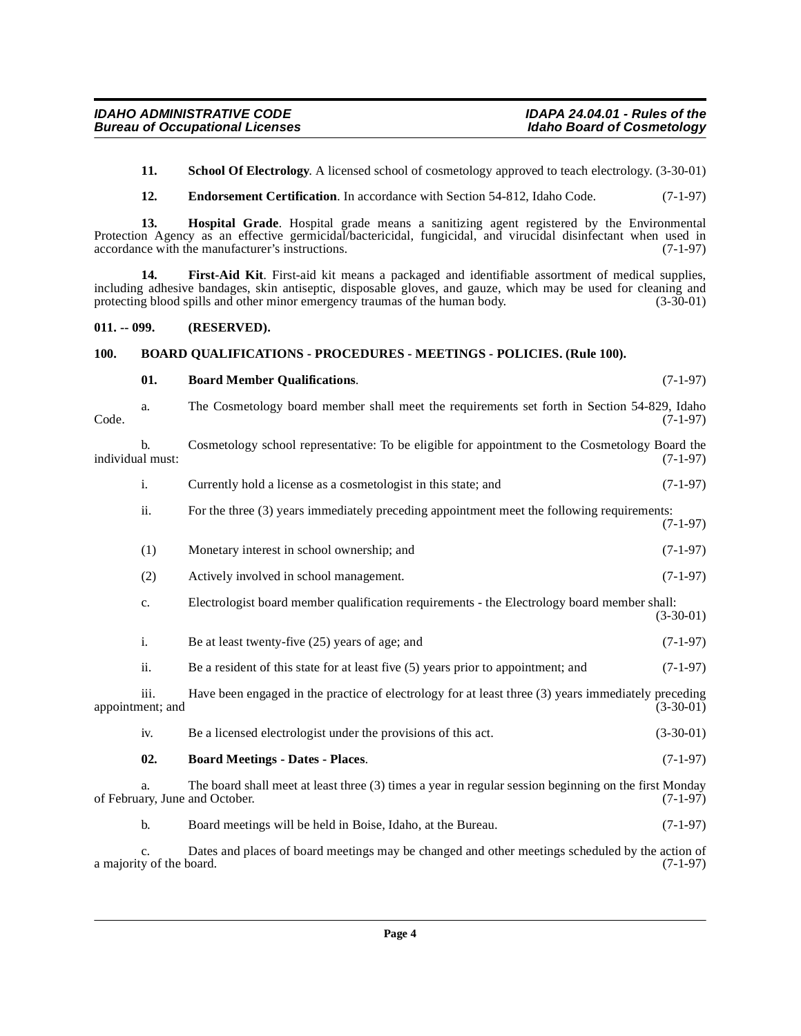**11. School Of Electrology**. A licensed school of cosmetology approved to teach electrology. (3-30-01)

**12. Endorsement Certification**. In accordance with Section 54-812, Idaho Code. (7-1-97)

**13. Hospital Grade**. Hospital grade means a sanitizing agent registered by the Environmental Protection Agency as an effective germicidal/bactericidal, fungicidal, and virucidal disinfectant when used in accordance with the manufacturer's instructions. (7-1-97)

**14. First-Aid Kit**. First-aid kit means a packaged and identifiable assortment of medical supplies, including adhesive bandages, skin antiseptic, disposable gloves, and gauze, which may be used for cleaning and protecting blood spills and other minor emergency traumas of the human body. (3-30-01)

**011. -- 099. (RESERVED).**

**100. BOARD QUALIFICATIONS - PROCEDURES - MEETINGS - POLICIES. (Rule 100).**

**01. Board Member Qualifications**. (7-1-97)

a. The Cosmetology board member shall meet the requirements set forth in Section 54-829, Idaho Code. (7-1-97)

b. Cosmetology school representative: To be eligible for appointment to the Cosmetology Board the individual must: (7-1-97)

i. Currently hold a license as a cosmetologist in this state; and (7-1-97)

ii. For the three (3) years immediately preceding appointment meet the following requirements: (7-1-97)

(1) Monetary interest in school ownership; and (7-1-97)

(2) Actively involved in school management. (7-1-97)

c. Electrologist board member qualification requirements - the Electrology board member shall: (3-30-01)

i. Be at least twenty-five (25) years of age; and (7-1-97)

ii. Be a resident of this state for at least five (5) years prior to appointment; and (7-1-97)

iii. Have been engaged in the practice of electrology for at least three (3) years immediately preceding appointment; and (3-30-01)

iv. Be a licensed electrologist under the provisions of this act. (3-30-01)

**02. Board Meetings - Dates - Places**. (7-1-97)

a. The board shall meet at least three (3) times a year in regular session beginning on the first Monday of February, June and October. (7-1-97)

b. Board meetings will be held in Boise, Idaho, at the Bureau. (7-1-97)

c. Dates and places of board meetings may be changed and other meetings scheduled by the action of a majority of the board. (7-1-97)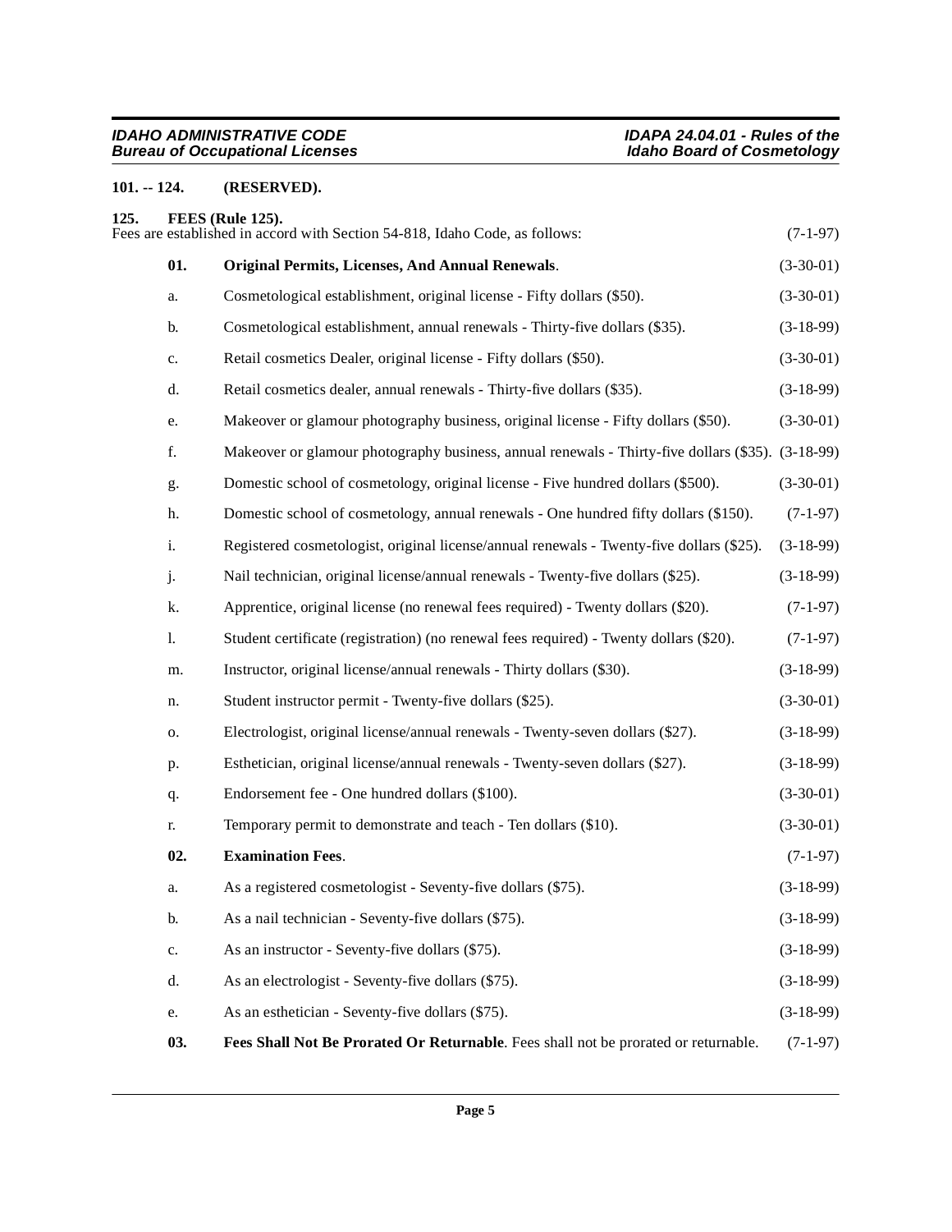**101. -- 124. (RESERVED).**

**125. FEES (Rule 125).**

Fees are established in accord with Section 54-818, Idaho Code, as follows: (7-1-97)

**01. Original Permits, Licenses, And Annual Renewals**. (3-30-01)

a. Cosmetological establishment, original license - Fifty dollars ($50). (3-30-01)

b. Cosmetological establishment, annual renewals - Thirty-five dollars ($35). (3-18-99)

c. Retail cosmetics Dealer, original license - Fifty dollars ($50). (3-30-01)

d. Retail cosmetics dealer, annual renewals - Thirty-five dollars ($35). (3-18-99)

e. Makeover or glamour photography business, original license - Fifty dollars ($50). (3-30-01)

f. Makeover or glamour photography business, annual renewals - Thirty-five dollars ($35). (3-18-99)

g. Domestic school of cosmetology, original license - Five hundred dollars ($500). (3-30-01)

h. Domestic school of cosmetology, annual renewals - One hundred fifty dollars ($150). (7-1-97)

i. Registered cosmetologist, original license/annual renewals - Twenty-five dollars ($25). (3-18-99)

j. Nail technician, original license/annual renewals - Twenty-five dollars ($25). (3-18-99)

k. Apprentice, original license (no renewal fees required) - Twenty dollars ($20). (7-1-97)

l. Student certificate (registration) (no renewal fees required) - Twenty dollars ($20). (7-1-97)

m. Instructor, original license/annual renewals - Thirty dollars ($30). (3-18-99)

n. Student instructor permit - Twenty-five dollars ($25). (3-30-01)

o. Electrologist, original license/annual renewals - Twenty-seven dollars ($27). (3-18-99)

p. Esthetician, original license/annual renewals - Twenty-seven dollars ($27). (3-18-99)

q. Endorsement fee - One hundred dollars ($100). (3-30-01)

r. Temporary permit to demonstrate and teach - Ten dollars ($10). (3-30-01)

**02. Examination Fees**. (7-1-97)

a. As a registered cosmetologist - Seventy-five dollars ($75). (3-18-99)

b. As a nail technician - Seventy-five dollars ($75). (3-18-99)

c. As an instructor - Seventy-five dollars ($75). (3-18-99)

d. As an electrologist - Seventy-five dollars ($75). (3-18-99)

e. As an esthetician - Seventy-five dollars ($75). (3-18-99)

**03. Fees Shall Not Be Prorated Or Returnable**. Fees shall not be prorated or returnable. (7-1-97)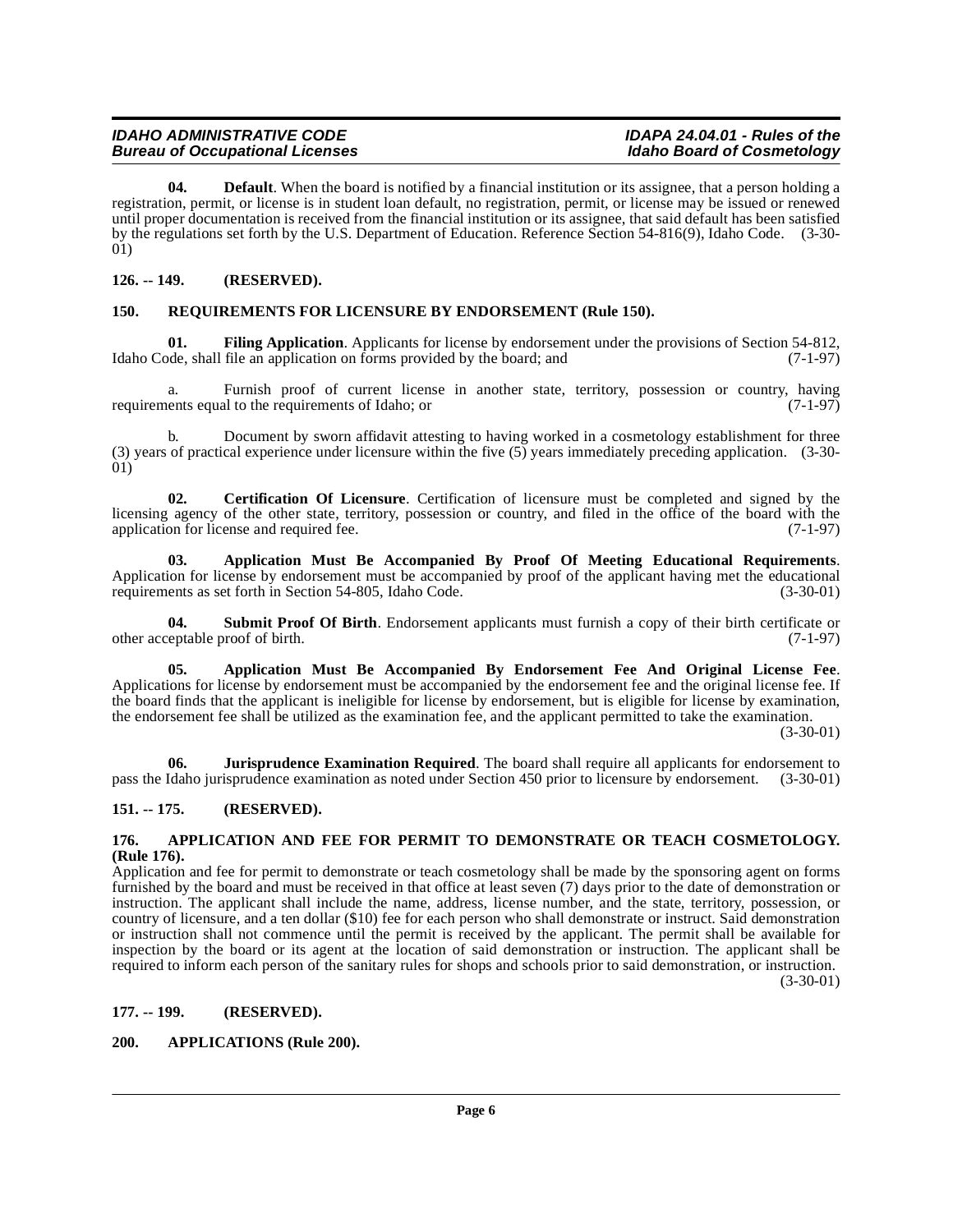**04. Default**. When the board is notified by a financial institution or its assignee, that a person holding a registration, permit, or license is in student loan default, no registration, permit, or license may be issued or renewed until proper documentation is received from the financial institution or its assignee, that said default has been satisfied by the regulations set forth by the U.S. Department of Education. Reference Section 54-816(9), Idaho Code. (3-30-01)

## 126. -- 149. (RESERVED).

## 150. REQUIREMENTS FOR LICENSURE BY ENDORSEMENT (Rule 150).

**01. Filing Application**. Applicants for license by endorsement under the provisions of Section 54-812, Idaho Code, shall file an application on forms provided by the board; and (7-1-97)

a. Furnish proof of current license in another state, territory, possession or country, having requirements equal to the requirements of Idaho; or (7-1-97)

b. Document by sworn affidavit attesting to having worked in a cosmetology establishment for three (3) years of practical experience under licensure within the five (5) years immediately preceding application. (3-30-01)

**02. Certification Of Licensure**. Certification of licensure must be completed and signed by the licensing agency of the other state, territory, possession or country, and filed in the office of the board with the application for license and required fee. (7-1-97)

**03. Application Must Be Accompanied By Proof Of Meeting Educational Requirements**. Application for license by endorsement must be accompanied by proof of the applicant having met the educational requirements as set forth in Section 54-805, Idaho Code. (3-30-01)

**04. Submit Proof Of Birth**. Endorsement applicants must furnish a copy of their birth certificate or other acceptable proof of birth. (7-1-97)

**05. Application Must Be Accompanied By Endorsement Fee And Original License Fee**. Applications for license by endorsement must be accompanied by the endorsement fee and the original license fee. If the board finds that the applicant is ineligible for license by endorsement, but is eligible for license by examination, the endorsement fee shall be utilized as the examination fee, and the applicant permitted to take the examination. (3-30-01)

**06. Jurisprudence Examination Required**. The board shall require all applicants for endorsement to pass the Idaho jurisprudence examination as noted under Section 450 prior to licensure by endorsement. (3-30-01)

## 151. -- 175. (RESERVED).

## 176. APPLICATION AND FEE FOR PERMIT TO DEMONSTRATE OR TEACH COSMETOLOGY. (Rule 176).

Application and fee for permit to demonstrate or teach cosmetology shall be made by the sponsoring agent on forms furnished by the board and must be received in that office at least seven (7) days prior to the date of demonstration or instruction. The applicant shall include the name, address, license number, and the state, territory, possession, or country of licensure, and a ten dollar ($10) fee for each person who shall demonstrate or instruct. Said demonstration or instruction shall not commence until the permit is received by the applicant. The permit shall be available for inspection by the board or its agent at the location of said demonstration or instruction. The applicant shall be required to inform each person of the sanitary rules for shops and schools prior to said demonstration, or instruction. (3-30-01)

## 177. -- 199. (RESERVED).

## 200. APPLICATIONS (Rule 200).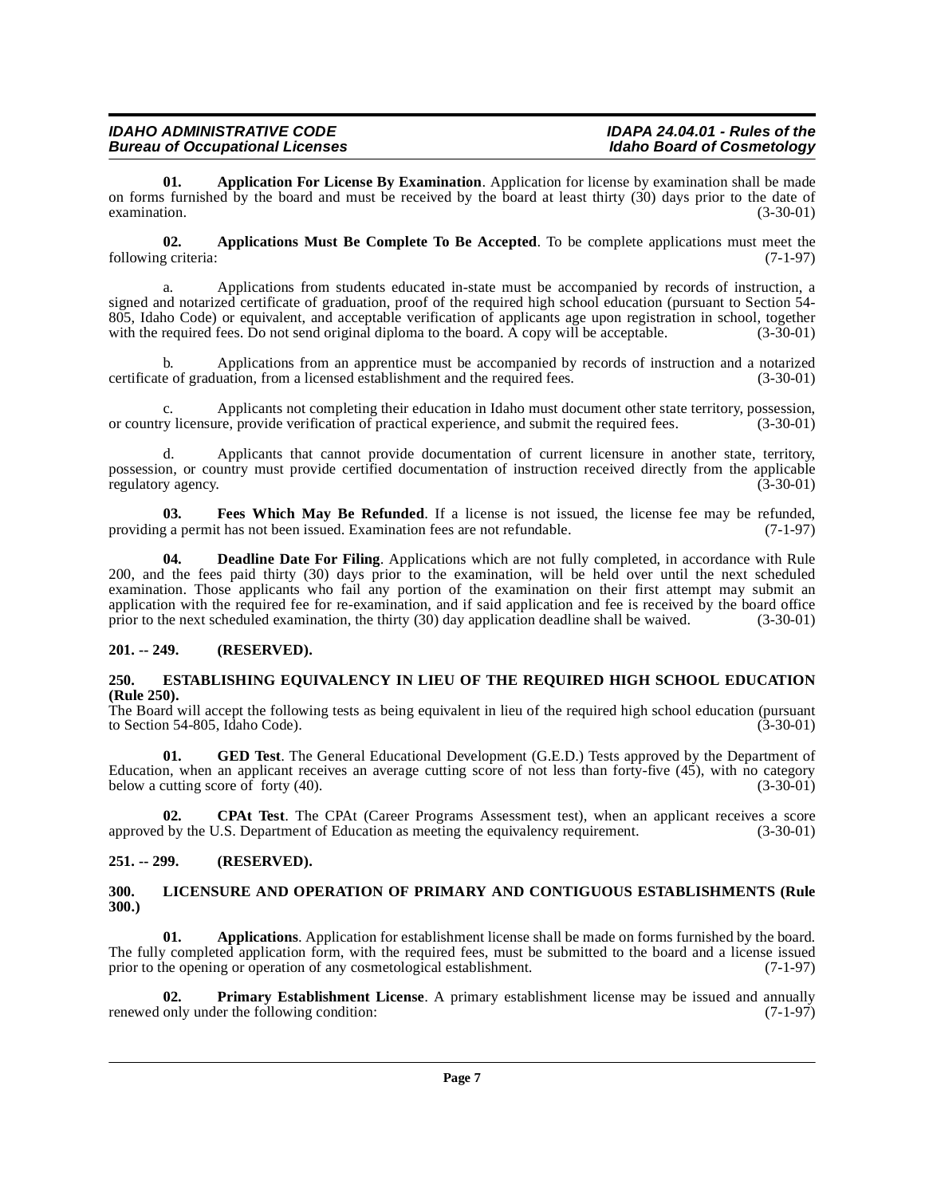**01. Application For License By Examination**. Application for license by examination shall be made on forms furnished by the board and must be received by the board at least thirty (30) days prior to the date of examination. (3-30-01)

**02. Applications Must Be Complete To Be Accepted**. To be complete applications must meet the following criteria: (7-1-97)

a. Applications from students educated in-state must be accompanied by records of instruction, a signed and notarized certificate of graduation, proof of the required high school education (pursuant to Section 54-805, Idaho Code) or equivalent, and acceptable verification of applicants age upon registration in school, together with the required fees. Do not send original diploma to the board. A copy will be acceptable. (3-30-01)

b. Applications from an apprentice must be accompanied by records of instruction and a notarized certificate of graduation, from a licensed establishment and the required fees. (3-30-01)

c. Applicants not completing their education in Idaho must document other state territory, possession, or country licensure, provide verification of practical experience, and submit the required fees. (3-30-01)

d. Applicants that cannot provide documentation of current licensure in another state, territory, possession, or country must provide certified documentation of instruction received directly from the applicable regulatory agency. (3-30-01)

**03. Fees Which May Be Refunded**. If a license is not issued, the license fee may be refunded, providing a permit has not been issued. Examination fees are not refundable. (7-1-97)

**04. Deadline Date For Filing**. Applications which are not fully completed, in accordance with Rule 200, and the fees paid thirty (30) days prior to the examination, will be held over until the next scheduled examination. Those applicants who fail any portion of the examination on their first attempt may submit an application with the required fee for re-examination, and if said application and fee is received by the board office prior to the next scheduled examination, the thirty (30) day application deadline shall be waived. (3-30-01)

## 201. -- 249. (RESERVED).

## 250. ESTABLISHING EQUIVALENCY IN LIEU OF THE REQUIRED HIGH SCHOOL EDUCATION (Rule 250).

The Board will accept the following tests as being equivalent in lieu of the required high school education (pursuant to Section 54-805, Idaho Code). (3-30-01)

**01. GED Test**. The General Educational Development (G.E.D.) Tests approved by the Department of Education, when an applicant receives an average cutting score of not less than forty-five (45), with no category below a cutting score of forty (40). (3-30-01)

**02. CPAt Test**. The CPAt (Career Programs Assessment test), when an applicant receives a score approved by the U.S. Department of Education as meeting the equivalency requirement. (3-30-01)

## 251. -- 299. (RESERVED).

## 300. LICENSURE AND OPERATION OF PRIMARY AND CONTIGUOUS ESTABLISHMENTS (Rule 300.)

**01. Applications**. Application for establishment license shall be made on forms furnished by the board. The fully completed application form, with the required fees, must be submitted to the board and a license issued prior to the opening or operation of any cosmetological establishment. (7-1-97)

**02. Primary Establishment License**. A primary establishment license may be issued and annually renewed only under the following condition: (7-1-97)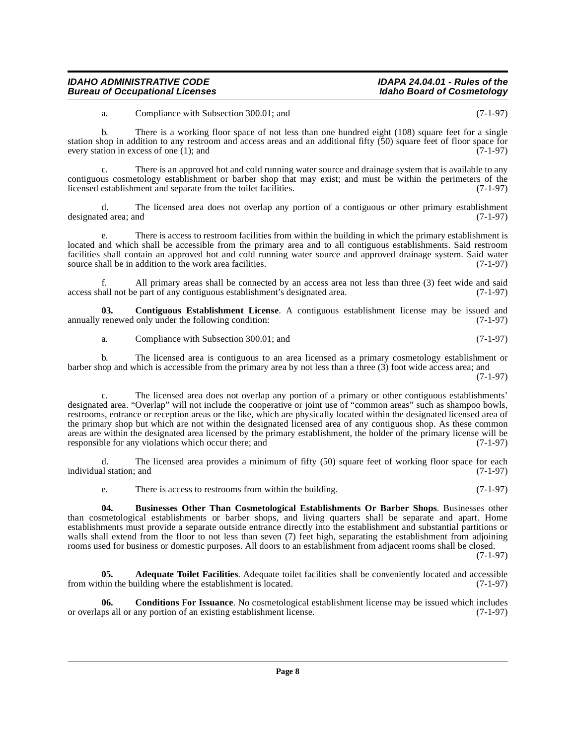a. Compliance with Subsection 300.01; and (7-1-97)

b. There is a working floor space of not less than one hundred eight (108) square feet for a single station shop in addition to any restroom and access areas and an additional fifty (50) square feet of floor space for every station in excess of one (1); and (7-1-97)

c. There is an approved hot and cold running water source and drainage system that is available to any contiguous cosmetology establishment or barber shop that may exist; and must be within the perimeters of the licensed establishment and separate from the toilet facilities. (7-1-97)

d. The licensed area does not overlap any portion of a contiguous or other primary establishment designated area; and (7-1-97)

e. There is access to restroom facilities from within the building in which the primary establishment is located and which shall be accessible from the primary area and to all contiguous establishments. Said restroom facilities shall contain an approved hot and cold running water source and approved drainage system. Said water source shall be in addition to the work area facilities. (7-1-97)

f. All primary areas shall be connected by an access area not less than three (3) feet wide and said access shall not be part of any contiguous establishment's designated area. (7-1-97)

**03. Contiguous Establishment License**. A contiguous establishment license may be issued and annually renewed only under the following condition: (7-1-97)

a. Compliance with Subsection 300.01; and (7-1-97)

b. The licensed area is contiguous to an area licensed as a primary cosmetology establishment or barber shop and which is accessible from the primary area by not less than a three (3) foot wide access area; and (7-1-97)

c. The licensed area does not overlap any portion of a primary or other contiguous establishments' designated area. "Overlap" will not include the cooperative or joint use of "common areas" such as shampoo bowls, restrooms, entrance or reception areas or the like, which are physically located within the designated licensed area of the primary shop but which are not within the designated licensed area of any contiguous shop. As these common areas are within the designated area licensed by the primary establishment, the holder of the primary license will be responsible for any violations which occur there; and (7-1-97)

d. The licensed area provides a minimum of fifty (50) square feet of working floor space for each individual station; and (7-1-97)

e. There is access to restrooms from within the building. (7-1-97)

**04. Businesses Other Than Cosmetological Establishments Or Barber Shops**. Businesses other than cosmetological establishments or barber shops, and living quarters shall be separate and apart. Home establishments must provide a separate outside entrance directly into the establishment and substantial partitions or walls shall extend from the floor to not less than seven (7) feet high, separating the establishment from adjoining rooms used for business or domestic purposes. All doors to an establishment from adjacent rooms shall be closed. (7-1-97)

**05. Adequate Toilet Facilities**. Adequate toilet facilities shall be conveniently located and accessible from within the building where the establishment is located. (7-1-97)

**06. Conditions For Issuance**. No cosmetological establishment license may be issued which includes or overlaps all or any portion of an existing establishment license. (7-1-97)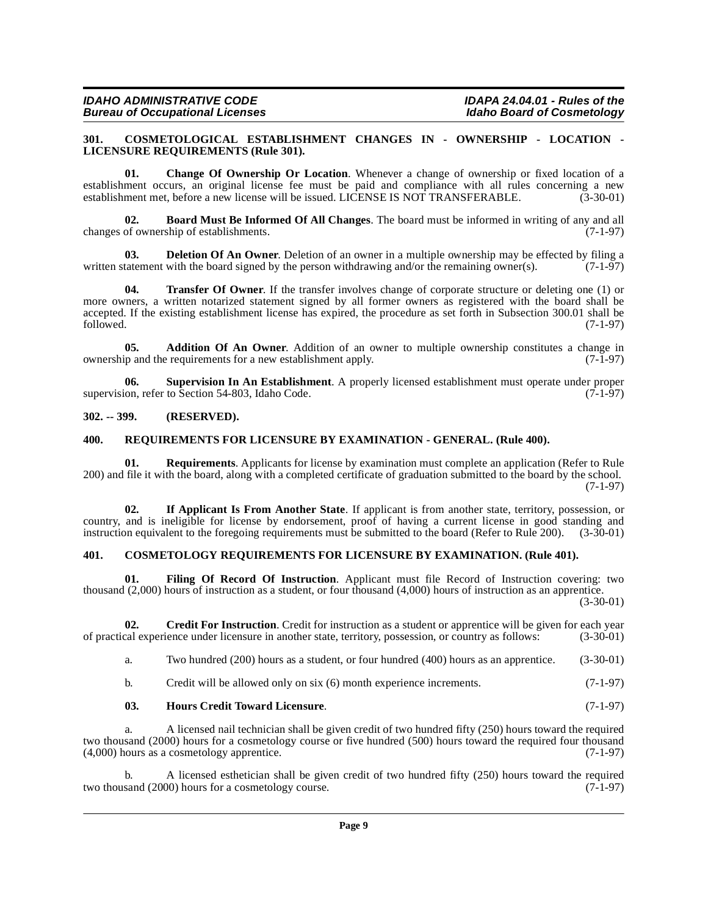### 301. COSMETOLOGICAL ESTABLISHMENT CHANGES IN - OWNERSHIP - LOCATION - LICENSURE REQUIREMENTS (Rule 301).

**01. Change Of Ownership Or Location**. Whenever a change of ownership or fixed location of a establishment occurs, an original license fee must be paid and compliance with all rules concerning a new establishment met, before a new license will be issued. LICENSE IS NOT TRANSFERABLE. (3-30-01)

**02. Board Must Be Informed Of All Changes**. The board must be informed in writing of any and all changes of ownership of establishments. (7-1-97)

**03. Deletion Of An Owner**. Deletion of an owner in a multiple ownership may be effected by filing a written statement with the board signed by the person withdrawing and/or the remaining owner(s). (7-1-97)

**04. Transfer Of Owner**. If the transfer involves change of corporate structure or deleting one (1) or more owners, a written notarized statement signed by all former owners as registered with the board shall be accepted. If the existing establishment license has expired, the procedure as set forth in Subsection 300.01 shall be followed. (7-1-97)

**05. Addition Of An Owner**. Addition of an owner to multiple ownership constitutes a change in ownership and the requirements for a new establishment apply. (7-1-97)

**06. Supervision In An Establishment**. A properly licensed establishment must operate under proper supervision, refer to Section 54-803, Idaho Code. (7-1-97)

### 302. -- 399. (RESERVED).

### 400. REQUIREMENTS FOR LICENSURE BY EXAMINATION - GENERAL. (Rule 400).

**01. Requirements**. Applicants for license by examination must complete an application (Refer to Rule 200) and file it with the board, along with a completed certificate of graduation submitted to the board by the school. (7-1-97)

**02. If Applicant Is From Another State**. If applicant is from another state, territory, possession, or country, and is ineligible for license by endorsement, proof of having a current license in good standing and instruction equivalent to the foregoing requirements must be submitted to the board (Refer to Rule 200). (3-30-01)

### 401. COSMETOLOGY REQUIREMENTS FOR LICENSURE BY EXAMINATION. (Rule 401).

**01. Filing Of Record Of Instruction**. Applicant must file Record of Instruction covering: two thousand (2,000) hours of instruction as a student, or four thousand (4,000) hours of instruction as an apprentice. (3-30-01)

**02. Credit For Instruction**. Credit for instruction as a student or apprentice will be given for each year of practical experience under licensure in another state, territory, possession, or country as follows: (3-30-01)

a. Two hundred (200) hours as a student, or four hundred (400) hours as an apprentice. (3-30-01)

b. Credit will be allowed only on six (6) month experience increments. (7-1-97)

**03. Hours Credit Toward Licensure**. (7-1-97)

a. A licensed nail technician shall be given credit of two hundred fifty (250) hours toward the required two thousand (2000) hours for a cosmetology course or five hundred (500) hours toward the required four thousand (4,000) hours as a cosmetology apprentice. (7-1-97)

b. A licensed esthetician shall be given credit of two hundred fifty (250) hours toward the required two thousand (2000) hours for a cosmetology course. (7-1-97)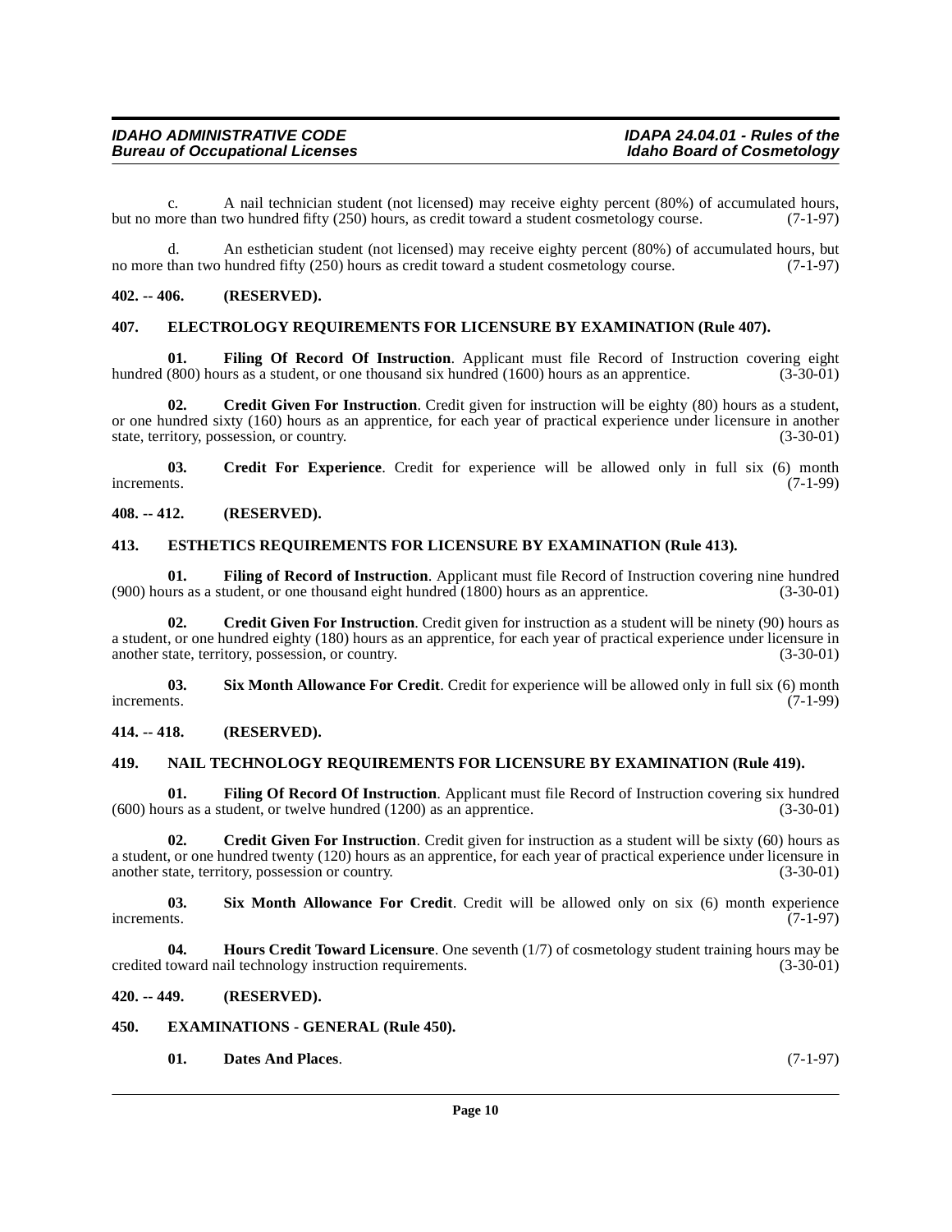c. A nail technician student (not licensed) may receive eighty percent (80%) of accumulated hours, but no more than two hundred fifty (250) hours, as credit toward a student cosmetology course. (7-1-97)

d. An esthetician student (not licensed) may receive eighty percent (80%) of accumulated hours, but no more than two hundred fifty (250) hours as credit toward a student cosmetology course. (7-1-97)

**402. -- 406. (RESERVED).**

**407. ELECTROLOGY REQUIREMENTS FOR LICENSURE BY EXAMINATION (Rule 407).**

**01. Filing Of Record Of Instruction**. Applicant must file Record of Instruction covering eight hundred (800) hours as a student, or one thousand six hundred (1600) hours as an apprentice. (3-30-01)

**02. Credit Given For Instruction**. Credit given for instruction will be eighty (80) hours as a student, or one hundred sixty (160) hours as an apprentice, for each year of practical experience under licensure in another state, territory, possession, or country. (3-30-01)

**03. Credit For Experience**. Credit for experience will be allowed only in full six (6) month increments. (7-1-99)

**408. -- 412. (RESERVED).**

**413. ESTHETICS REQUIREMENTS FOR LICENSURE BY EXAMINATION (Rule 413).**

**01. Filing of Record of Instruction**. Applicant must file Record of Instruction covering nine hundred (900) hours as a student, or one thousand eight hundred (1800) hours as an apprentice. (3-30-01)

**02. Credit Given For Instruction**. Credit given for instruction as a student will be ninety (90) hours as a student, or one hundred eighty (180) hours as an apprentice, for each year of practical experience under licensure in another state, territory, possession, or country. (3-30-01)

**03. Six Month Allowance For Credit**. Credit for experience will be allowed only in full six (6) month increments. (7-1-99)

**414. -- 418. (RESERVED).**

**419. NAIL TECHNOLOGY REQUIREMENTS FOR LICENSURE BY EXAMINATION (Rule 419).**

**01. Filing Of Record Of Instruction**. Applicant must file Record of Instruction covering six hundred (600) hours as a student, or twelve hundred (1200) as an apprentice. (3-30-01)

**02. Credit Given For Instruction**. Credit given for instruction as a student will be sixty (60) hours as a student, or one hundred twenty (120) hours as an apprentice, for each year of practical experience under licensure in another state, territory, possession or country. (3-30-01)

**03. Six Month Allowance For Credit**. Credit will be allowed only on six (6) month experience increments. (7-1-97)

**04. Hours Credit Toward Licensure**. One seventh (1/7) of cosmetology student training hours may be credited toward nail technology instruction requirements. (3-30-01)

**420. -- 449. (RESERVED).**

**450. EXAMINATIONS - GENERAL (Rule 450).**

**01. Dates And Places**. (7-1-97)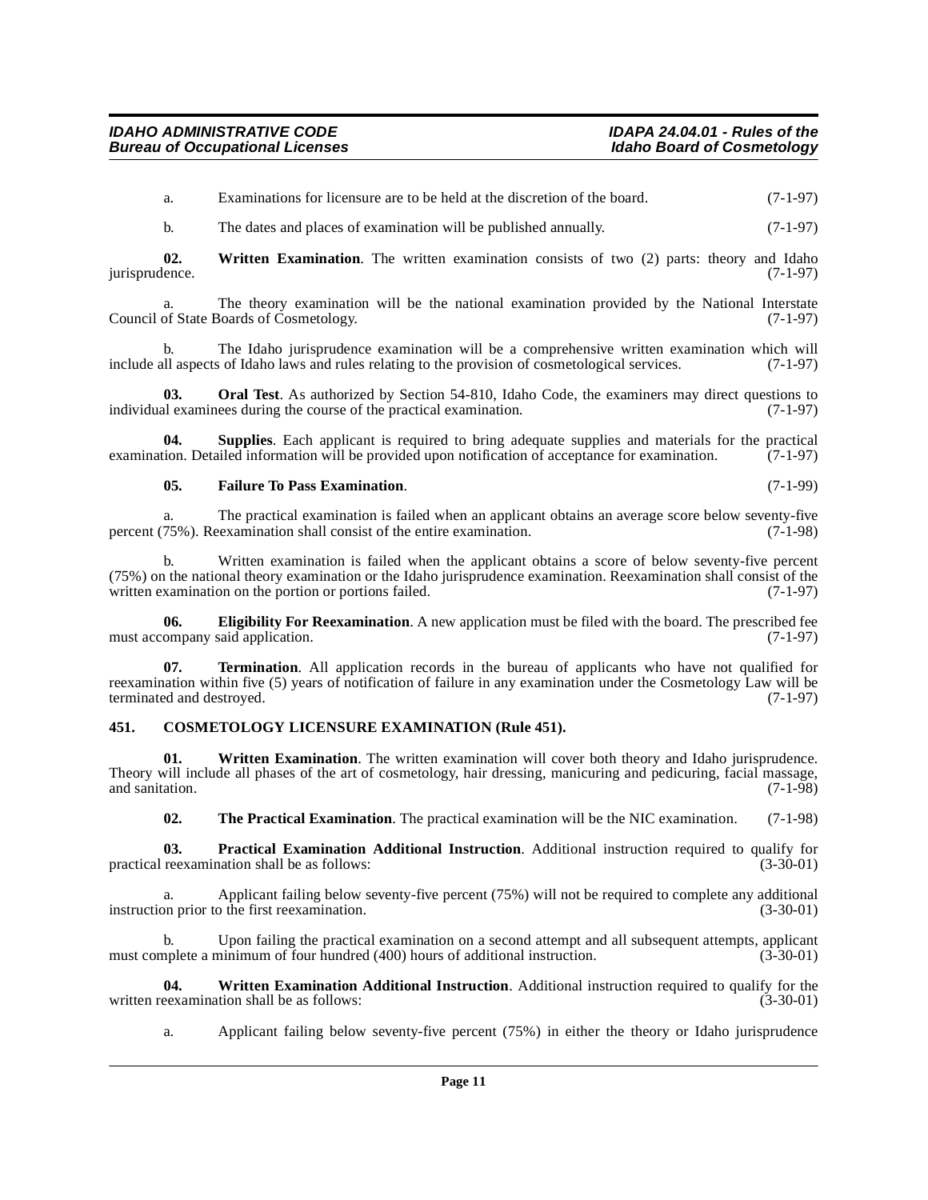a. Examinations for licensure are to be held at the discretion of the board. (7-1-97)

b. The dates and places of examination will be published annually. (7-1-97)

**02. Written Examination**. The written examination consists of two (2) parts: theory and Idaho jurisprudence. (7-1-97)

a. The theory examination will be the national examination provided by the National Interstate Council of State Boards of Cosmetology. (7-1-97)

b. The Idaho jurisprudence examination will be a comprehensive written examination which will include all aspects of Idaho laws and rules relating to the provision of cosmetological services. (7-1-97)

**03. Oral Test**. As authorized by Section 54-810, Idaho Code, the examiners may direct questions to individual examinees during the course of the practical examination. (7-1-97)

**04. Supplies**. Each applicant is required to bring adequate supplies and materials for the practical examination. Detailed information will be provided upon notification of acceptance for examination. (7-1-97)

**05. Failure To Pass Examination**. (7-1-99)

a. The practical examination is failed when an applicant obtains an average score below seventy-five percent (75%). Reexamination shall consist of the entire examination. (7-1-98)

b. Written examination is failed when the applicant obtains a score of below seventy-five percent (75%) on the national theory examination or the Idaho jurisprudence examination. Reexamination shall consist of the written examination on the portion or portions failed. (7-1-97)

**06. Eligibility For Reexamination**. A new application must be filed with the board. The prescribed fee must accompany said application. (7-1-97)

**07. Termination**. All application records in the bureau of applicants who have not qualified for reexamination within five (5) years of notification of failure in any examination under the Cosmetology Law will be terminated and destroyed. (7-1-97)

### 451. COSMETOLOGY LICENSURE EXAMINATION (Rule 451).

**01. Written Examination**. The written examination will cover both theory and Idaho jurisprudence. Theory will include all phases of the art of cosmetology, hair dressing, manicuring and pedicuring, facial massage, and sanitation. (7-1-98)

**02. The Practical Examination**. The practical examination will be the NIC examination. (7-1-98)

**03. Practical Examination Additional Instruction**. Additional instruction required to qualify for practical reexamination shall be as follows: (3-30-01)

a. Applicant failing below seventy-five percent (75%) will not be required to complete any additional instruction prior to the first reexamination. (3-30-01)

b. Upon failing the practical examination on a second attempt and all subsequent attempts, applicant must complete a minimum of four hundred (400) hours of additional instruction. (3-30-01)

**04. Written Examination Additional Instruction**. Additional instruction required to qualify for the written reexamination shall be as follows: (3-30-01)

a. Applicant failing below seventy-five percent (75%) in either the theory or Idaho jurisprudence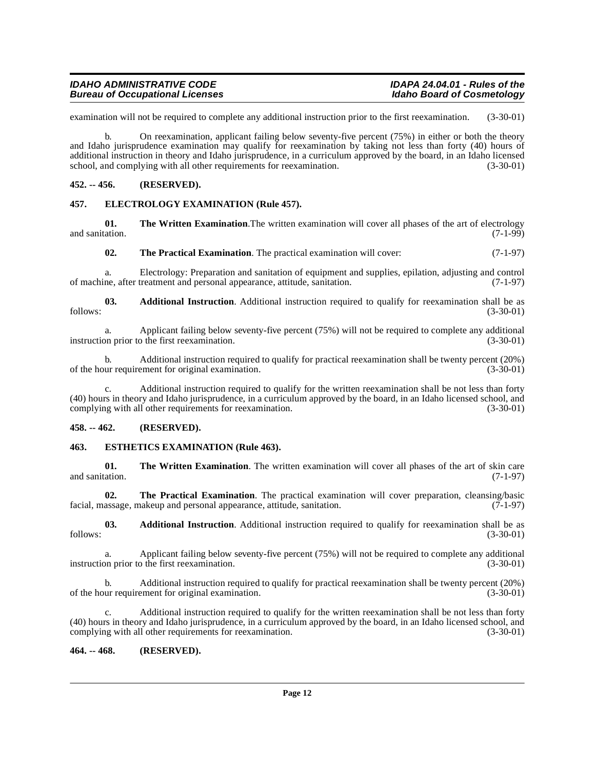examination will not be required to complete any additional instruction prior to the first reexamination. (3-30-01)

b. On reexamination, applicant failing below seventy-five percent (75%) in either or both the theory and Idaho jurisprudence examination may qualify for reexamination by taking not less than forty (40) hours of additional instruction in theory and Idaho jurisprudence, in a curriculum approved by the board, in an Idaho licensed school, and complying with all other requirements for reexamination. (3-30-01)

### 452. -- 456. (RESERVED).

### 457. ELECTROLOGY EXAMINATION (Rule 457).

**01. The Written Examination**.The written examination will cover all phases of the art of electrology and sanitation. (7-1-99)

**02. The Practical Examination**. The practical examination will cover: (7-1-97)

a. Electrology: Preparation and sanitation of equipment and supplies, epilation, adjusting and control of machine, after treatment and personal appearance, attitude, sanitation. (7-1-97)

**03. Additional Instruction**. Additional instruction required to qualify for reexamination shall be as follows: (3-30-01)

a. Applicant failing below seventy-five percent (75%) will not be required to complete any additional instruction prior to the first reexamination. (3-30-01)

b. Additional instruction required to qualify for practical reexamination shall be twenty percent (20%) of the hour requirement for original examination. (3-30-01)

c. Additional instruction required to qualify for the written reexamination shall be not less than forty (40) hours in theory and Idaho jurisprudence, in a curriculum approved by the board, in an Idaho licensed school, and complying with all other requirements for reexamination. (3-30-01)

### 458. -- 462. (RESERVED).

### 463. ESTHETICS EXAMINATION (Rule 463).

**01. The Written Examination**. The written examination will cover all phases of the art of skin care and sanitation. (7-1-97)

**02. The Practical Examination**. The practical examination will cover preparation, cleansing/basic facial, massage, makeup and personal appearance, attitude, sanitation. (7-1-97)

**03. Additional Instruction**. Additional instruction required to qualify for reexamination shall be as follows: (3-30-01)

a. Applicant failing below seventy-five percent (75%) will not be required to complete any additional instruction prior to the first reexamination. (3-30-01)

b. Additional instruction required to qualify for practical reexamination shall be twenty percent (20%) of the hour requirement for original examination. (3-30-01)

c. Additional instruction required to qualify for the written reexamination shall be not less than forty (40) hours in theory and Idaho jurisprudence, in a curriculum approved by the board, in an Idaho licensed school, and complying with all other requirements for reexamination. (3-30-01)

### 464. -- 468. (RESERVED).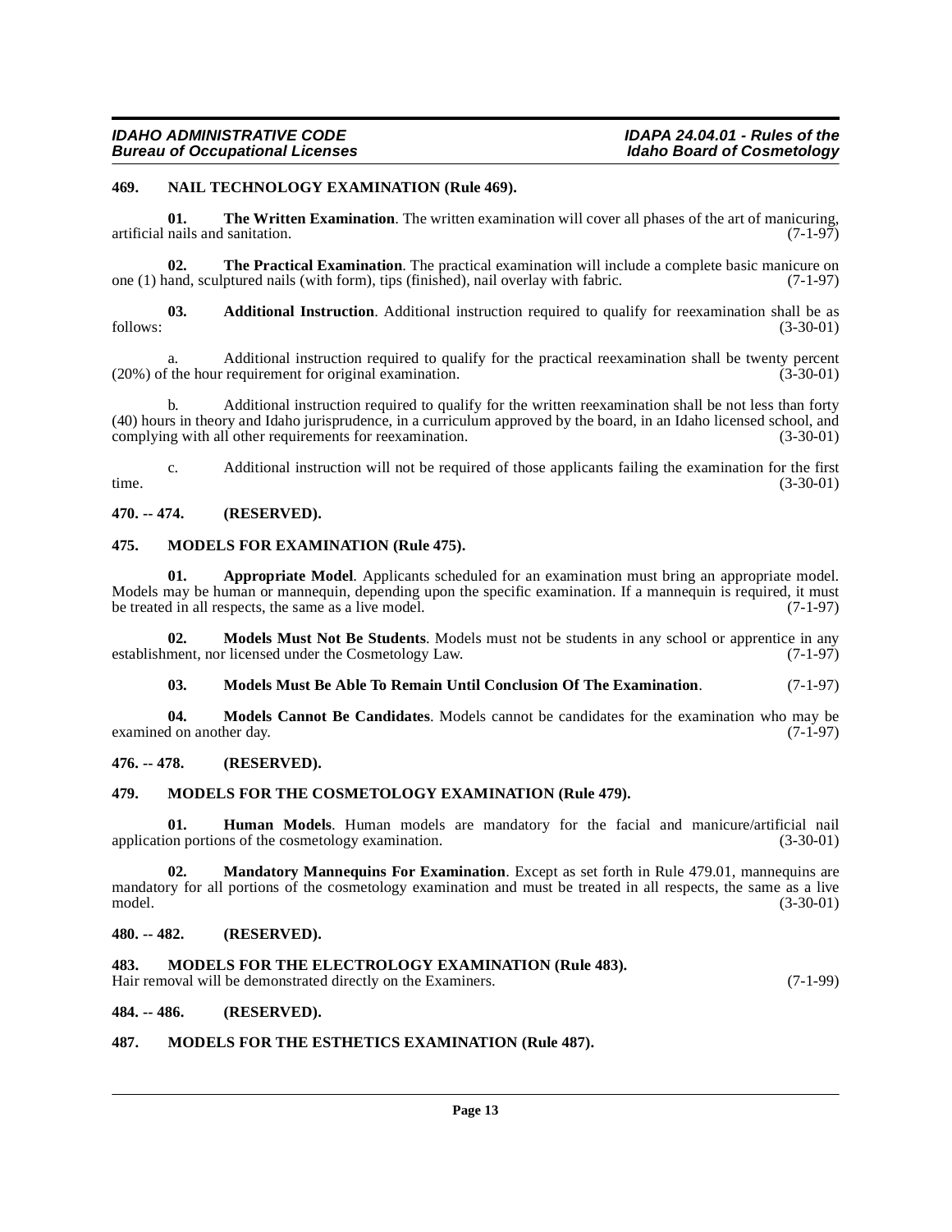### 469. NAIL TECHNOLOGY EXAMINATION (Rule 469).

**01. The Written Examination**. The written examination will cover all phases of the art of manicuring, artificial nails and sanitation. (7-1-97)

**02. The Practical Examination**. The practical examination will include a complete basic manicure on one (1) hand, sculptured nails (with form), tips (finished), nail overlay with fabric. (7-1-97)

**03. Additional Instruction**. Additional instruction required to qualify for reexamination shall be as follows: (3-30-01)

a. Additional instruction required to qualify for the practical reexamination shall be twenty percent (20%) of the hour requirement for original examination. (3-30-01)

b. Additional instruction required to qualify for the written reexamination shall be not less than forty (40) hours in theory and Idaho jurisprudence, in a curriculum approved by the board, in an Idaho licensed school, and complying with all other requirements for reexamination. (3-30-01)

c. Additional instruction will not be required of those applicants failing the examination for the first time. (3-30-01)

### 470. -- 474. (RESERVED).

### 475. MODELS FOR EXAMINATION (Rule 475).

**01. Appropriate Model**. Applicants scheduled for an examination must bring an appropriate model. Models may be human or mannequin, depending upon the specific examination. If a mannequin is required, it must be treated in all respects, the same as a live model. (7-1-97)

**02. Models Must Not Be Students**. Models must not be students in any school or apprentice in any establishment, nor licensed under the Cosmetology Law. (7-1-97)

**03. Models Must Be Able To Remain Until Conclusion Of The Examination**. (7-1-97)

**04. Models Cannot Be Candidates**. Models cannot be candidates for the examination who may be examined on another day. (7-1-97)

### 476. -- 478. (RESERVED).

### 479. MODELS FOR THE COSMETOLOGY EXAMINATION (Rule 479).

**01. Human Models**. Human models are mandatory for the facial and manicure/artificial nail application portions of the cosmetology examination. (3-30-01)

**02. Mandatory Mannequins For Examination**. Except as set forth in Rule 479.01, mannequins are mandatory for all portions of the cosmetology examination and must be treated in all respects, the same as a live model. (3-30-01)

### 480. -- 482. (RESERVED).

### 483. MODELS FOR THE ELECTROLOGY EXAMINATION (Rule 483).

Hair removal will be demonstrated directly on the Examiners. (7-1-99)

### 484. -- 486. (RESERVED).

### 487. MODELS FOR THE ESTHETICS EXAMINATION (Rule 487).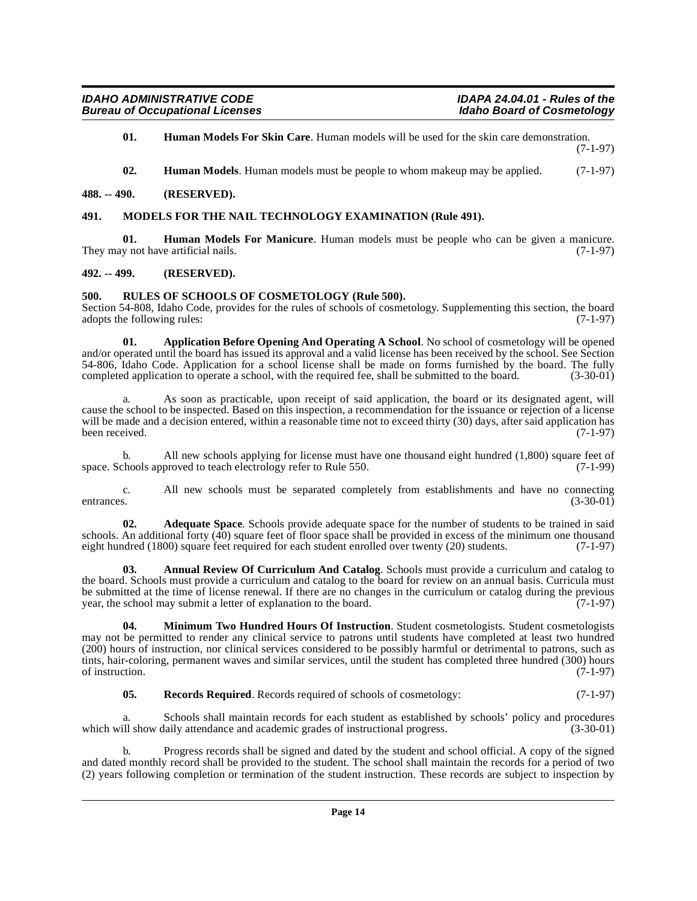**01. Human Models For Skin Care**. Human models will be used for the skin care demonstration. (7-1-97)

**02. Human Models**. Human models must be people to whom makeup may be applied. (7-1-97)

**488. -- 490. (RESERVED).**

**491. MODELS FOR THE NAIL TECHNOLOGY EXAMINATION (Rule 491).**

**01. Human Models For Manicure**. Human models must be people who can be given a manicure. They may not have artificial nails. (7-1-97)

**492. -- 499. (RESERVED).**

**500. RULES OF SCHOOLS OF COSMETOLOGY (Rule 500).**

Section 54-808, Idaho Code, provides for the rules of schools of cosmetology. Supplementing this section, the board adopts the following rules: (7-1-97)

**01. Application Before Opening And Operating A School**. No school of cosmetology will be opened and/or operated until the board has issued its approval and a valid license has been received by the school. See Section 54-806, Idaho Code. Application for a school license shall be made on forms furnished by the board. The fully completed application to operate a school, with the required fee, shall be submitted to the board. (3-30-01)

a. As soon as practicable, upon receipt of said application, the board or its designated agent, will cause the school to be inspected. Based on this inspection, a recommendation for the issuance or rejection of a license will be made and a decision entered, within a reasonable time not to exceed thirty (30) days, after said application has been received. (7-1-97)

b. All new schools applying for license must have one thousand eight hundred (1,800) square feet of space. Schools approved to teach electrology refer to Rule 550. (7-1-99)

c. All new schools must be separated completely from establishments and have no connecting entrances. (3-30-01)

**02. Adequate Space**. Schools provide adequate space for the number of students to be trained in said schools. An additional forty (40) square feet of floor space shall be provided in excess of the minimum one thousand eight hundred (1800) square feet required for each student enrolled over twenty (20) students. (7-1-97)

**03. Annual Review Of Curriculum And Catalog**. Schools must provide a curriculum and catalog to the board. Schools must provide a curriculum and catalog to the board for review on an annual basis. Curricula must be submitted at the time of license renewal. If there are no changes in the curriculum or catalog during the previous year, the school may submit a letter of explanation to the board. (7-1-97)

**04. Minimum Two Hundred Hours Of Instruction**. Student cosmetologists. Student cosmetologists may not be permitted to render any clinical service to patrons until students have completed at least two hundred (200) hours of instruction, nor clinical services considered to be possibly harmful or detrimental to patrons, such as tints, hair-coloring, permanent waves and similar services, until the student has completed three hundred (300) hours of instruction. (7-1-97)

**05. Records Required**. Records required of schools of cosmetology: (7-1-97)

a. Schools shall maintain records for each student as established by schools' policy and procedures which will show daily attendance and academic grades of instructional progress. (3-30-01)

b. Progress records shall be signed and dated by the student and school official. A copy of the signed and dated monthly record shall be provided to the student. The school shall maintain the records for a period of two (2) years following completion or termination of the student instruction. These records are subject to inspection by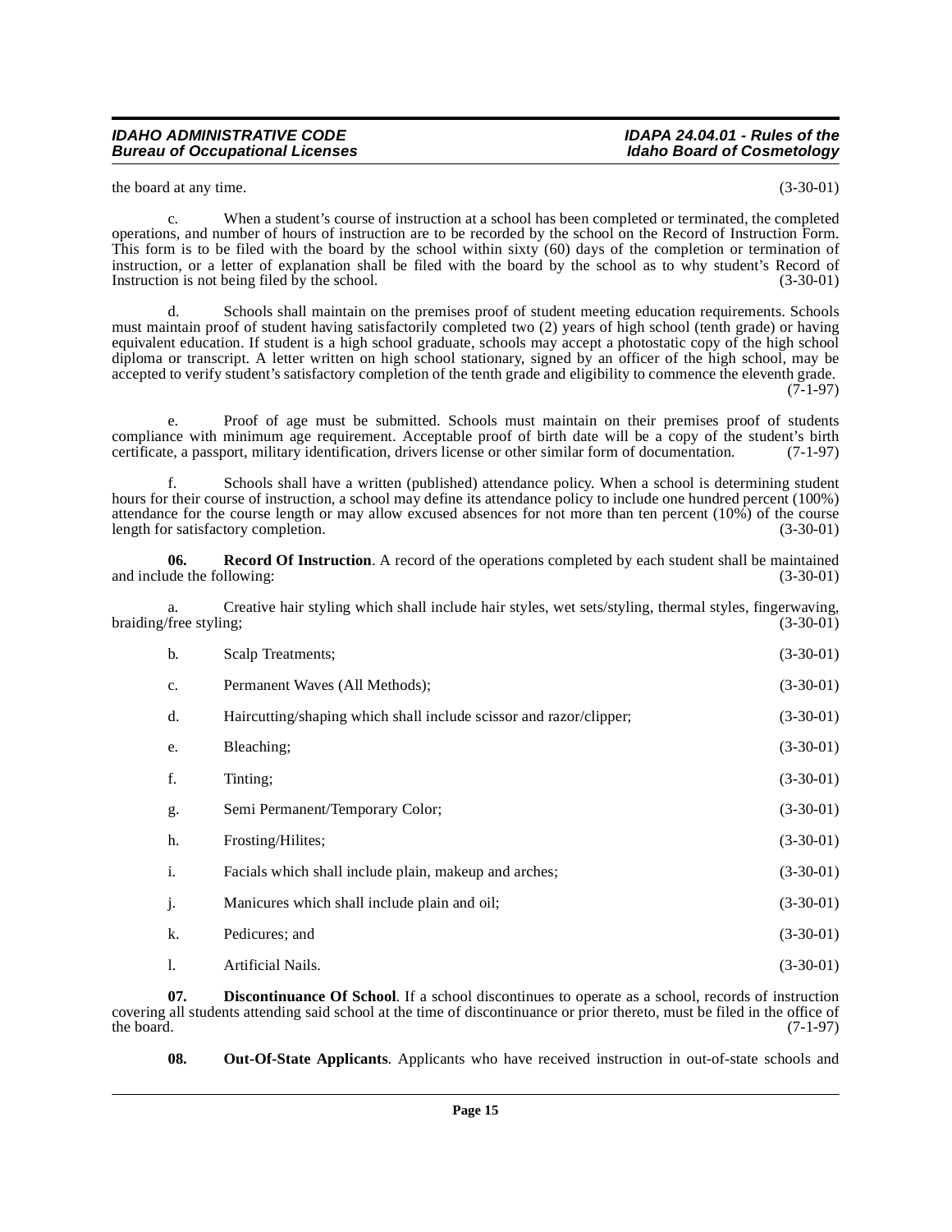the board at any time. (3-30-01)

c. When a student's course of instruction at a school has been completed or terminated, the completed operations, and number of hours of instruction are to be recorded by the school on the Record of Instruction Form. This form is to be filed with the board by the school within sixty (60) days of the completion or termination of instruction, or a letter of explanation shall be filed with the board by the school as to why student's Record of Instruction is not being filed by the school. (3-30-01)

d. Schools shall maintain on the premises proof of student meeting education requirements. Schools must maintain proof of student having satisfactorily completed two (2) years of high school (tenth grade) or having equivalent education. If student is a high school graduate, schools may accept a photostatic copy of the high school diploma or transcript. A letter written on high school stationary, signed by an officer of the high school, may be accepted to verify student's satisfactory completion of the tenth grade and eligibility to commence the eleventh grade. (7-1-97)

e. Proof of age must be submitted. Schools must maintain on their premises proof of students compliance with minimum age requirement. Acceptable proof of birth date will be a copy of the student's birth certificate, a passport, military identification, drivers license or other similar form of documentation. (7-1-97)

f. Schools shall have a written (published) attendance policy. When a school is determining student hours for their course of instruction, a school may define its attendance policy to include one hundred percent (100%) attendance for the course length or may allow excused absences for not more than ten percent (10%) of the course length for satisfactory completion. (3-30-01)

**06. Record Of Instruction**. A record of the operations completed by each student shall be maintained and include the following: (3-30-01)

a. Creative hair styling which shall include hair styles, wet sets/styling, thermal styles, fingerwaving, braiding/free styling; (3-30-01)

b. Scalp Treatments; (3-30-01)

c. Permanent Waves (All Methods); (3-30-01)

d. Haircutting/shaping which shall include scissor and razor/clipper; (3-30-01)

e. Bleaching; (3-30-01)

f. Tinting; (3-30-01)

g. Semi Permanent/Temporary Color; (3-30-01)

h. Frosting/Hilites; (3-30-01)

i. Facials which shall include plain, makeup and arches; (3-30-01)

j. Manicures which shall include plain and oil; (3-30-01)

k. Pedicures; and (3-30-01)

l. Artificial Nails. (3-30-01)

**07. Discontinuance Of School**. If a school discontinues to operate as a school, records of instruction covering all students attending said school at the time of discontinuance or prior thereto, must be filed in the office of the board. (7-1-97)

**08. Out-Of-State Applicants**. Applicants who have received instruction in out-of-state schools and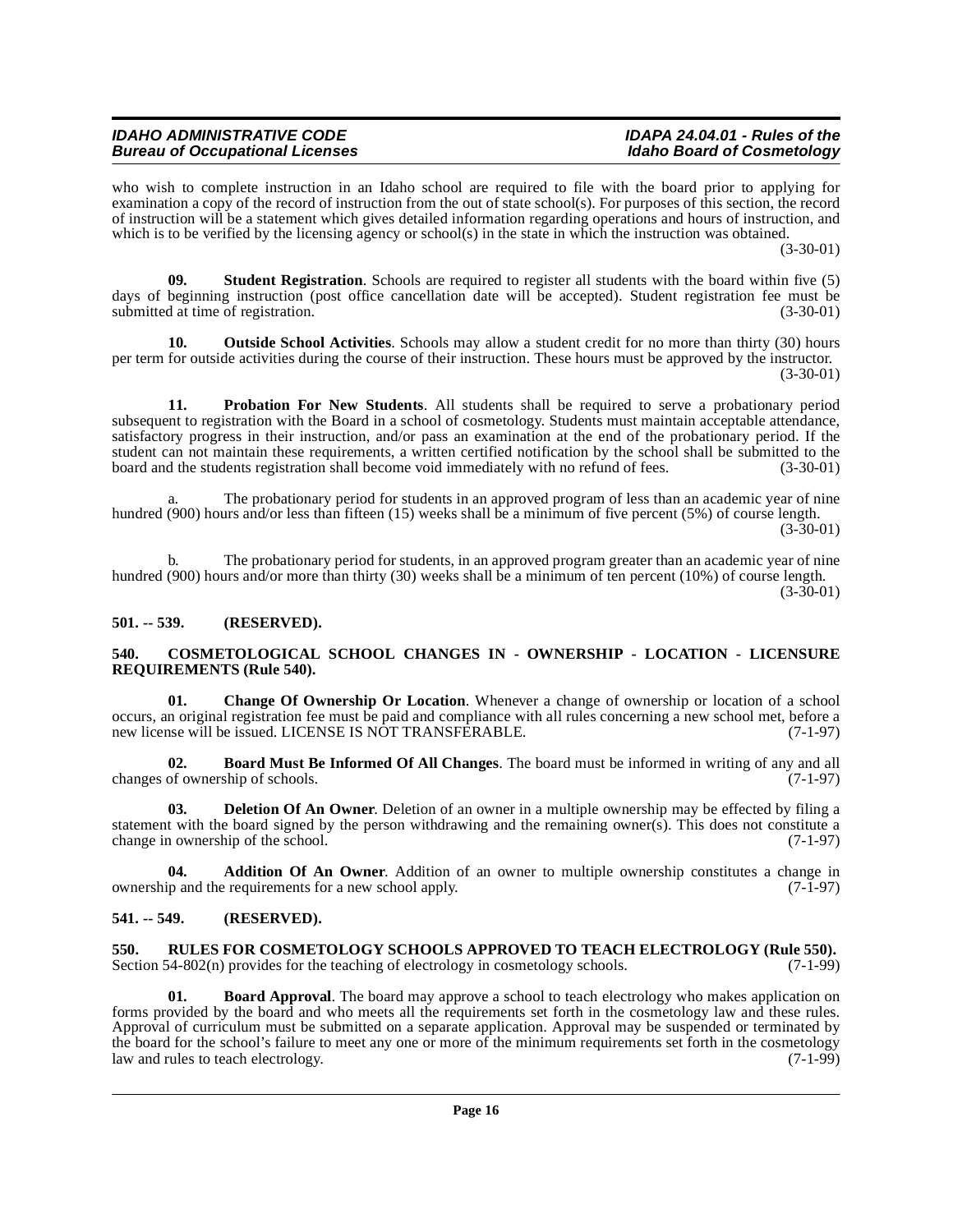who wish to complete instruction in an Idaho school are required to file with the board prior to applying for examination a copy of the record of instruction from the out of state school(s). For purposes of this section, the record of instruction will be a statement which gives detailed information regarding operations and hours of instruction, and which is to be verified by the licensing agency or school(s) in the state in which the instruction was obtained. (3-30-01)

**09. Student Registration**. Schools are required to register all students with the board within five (5) days of beginning instruction (post office cancellation date will be accepted). Student registration fee must be submitted at time of registration. (3-30-01)

**10. Outside School Activities**. Schools may allow a student credit for no more than thirty (30) hours per term for outside activities during the course of their instruction. These hours must be approved by the instructor. (3-30-01)

**11. Probation For New Students**. All students shall be required to serve a probationary period subsequent to registration with the Board in a school of cosmetology. Students must maintain acceptable attendance, satisfactory progress in their instruction, and/or pass an examination at the end of the probationary period. If the student can not maintain these requirements, a written certified notification by the school shall be submitted to the board and the students registration shall become void immediately with no refund of fees. (3-30-01)

a. The probationary period for students in an approved program of less than an academic year of nine hundred (900) hours and/or less than fifteen (15) weeks shall be a minimum of five percent (5%) of course length. (3-30-01)

b. The probationary period for students, in an approved program greater than an academic year of nine hundred (900) hours and/or more than thirty (30) weeks shall be a minimum of ten percent (10%) of course length. (3-30-01)

## 501. -- 539. (RESERVED).

## 540. COSMETOLOGICAL SCHOOL CHANGES IN - OWNERSHIP - LOCATION - LICENSURE REQUIREMENTS (Rule 540).

**01. Change Of Ownership Or Location**. Whenever a change of ownership or location of a school occurs, an original registration fee must be paid and compliance with all rules concerning a new school met, before a new license will be issued. LICENSE IS NOT TRANSFERABLE. (7-1-97)

**02. Board Must Be Informed Of All Changes**. The board must be informed in writing of any and all changes of ownership of schools. (7-1-97)

**03. Deletion Of An Owner**. Deletion of an owner in a multiple ownership may be effected by filing a statement with the board signed by the person withdrawing and the remaining owner(s). This does not constitute a change in ownership of the school. (7-1-97)

**04. Addition Of An Owner**. Addition of an owner to multiple ownership constitutes a change in ownership and the requirements for a new school apply. (7-1-97)

## 541. -- 549. (RESERVED).

## 550. RULES FOR COSMETOLOGY SCHOOLS APPROVED TO TEACH ELECTROLOGY (Rule 550).

Section 54-802(n) provides for the teaching of electrology in cosmetology schools. (7-1-99)

**01. Board Approval**. The board may approve a school to teach electrology who makes application on forms provided by the board and who meets all the requirements set forth in the cosmetology law and these rules. Approval of curriculum must be submitted on a separate application. Approval may be suspended or terminated by the board for the school's failure to meet any one or more of the minimum requirements set forth in the cosmetology law and rules to teach electrology. (7-1-99)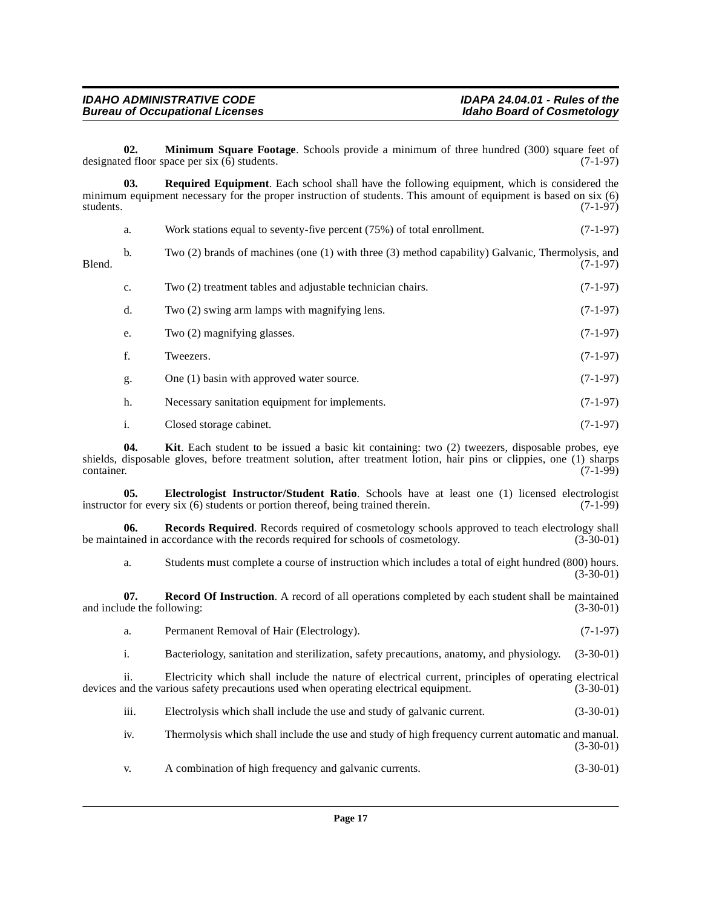**02. Minimum Square Footage**. Schools provide a minimum of three hundred (300) square feet of designated floor space per six (6) students. (7-1-97)

**03. Required Equipment**. Each school shall have the following equipment, which is considered the minimum equipment necessary for the proper instruction of students. This amount of equipment is based on six (6) students. (7-1-97)

a. Work stations equal to seventy-five percent (75%) of total enrollment. (7-1-97)

b. Two (2) brands of machines (one (1) with three (3) method capability) Galvanic, Thermolysis, and Blend. (7-1-97)

c. Two (2) treatment tables and adjustable technician chairs. (7-1-97)

d. Two (2) swing arm lamps with magnifying lens. (7-1-97)

e. Two (2) magnifying glasses. (7-1-97)

f. Tweezers. (7-1-97)

g. One (1) basin with approved water source. (7-1-97)

h. Necessary sanitation equipment for implements. (7-1-97)

i. Closed storage cabinet. (7-1-97)

**04. Kit**. Each student to be issued a basic kit containing: two (2) tweezers, disposable probes, eye shields, disposable gloves, before treatment solution, after treatment lotion, hair pins or clippies, one (1) sharps container. (7-1-99)

**05. Electrologist Instructor/Student Ratio**. Schools have at least one (1) licensed electrologist instructor for every six (6) students or portion thereof, being trained therein. (7-1-99)

**06. Records Required**. Records required of cosmetology schools approved to teach electrology shall be maintained in accordance with the records required for schools of cosmetology. (3-30-01)

a. Students must complete a course of instruction which includes a total of eight hundred (800) hours. (3-30-01)

**07. Record Of Instruction**. A record of all operations completed by each student shall be maintained and include the following: (3-30-01)

a. Permanent Removal of Hair (Electrology). (7-1-97)

i. Bacteriology, sanitation and sterilization, safety precautions, anatomy, and physiology. (3-30-01)

ii. Electricity which shall include the nature of electrical current, principles of operating electrical devices and the various safety precautions used when operating electrical equipment. (3-30-01)

iii. Electrolysis which shall include the use and study of galvanic current. (3-30-01)

iv. Thermolysis which shall include the use and study of high frequency current automatic and manual. (3-30-01)

v. A combination of high frequency and galvanic currents. (3-30-01)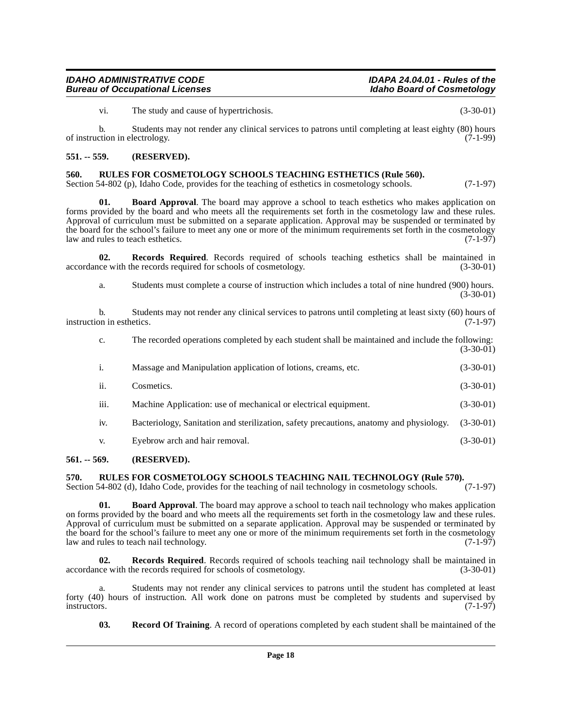vi. The study and cause of hypertrichosis. (3-30-01)

b. Students may not render any clinical services to patrons until completing at least eighty (80) hours of instruction in electrology. (7-1-99)

## 551. -- 559. (RESERVED).

## 560. RULES FOR COSMETOLOGY SCHOOLS TEACHING ESTHETICS (Rule 560).

Section 54-802 (p), Idaho Code, provides for the teaching of esthetics in cosmetology schools. (7-1-97)

**01. Board Approval**. The board may approve a school to teach esthetics who makes application on forms provided by the board and who meets all the requirements set forth in the cosmetology law and these rules. Approval of curriculum must be submitted on a separate application. Approval may be suspended or terminated by the board for the school's failure to meet any one or more of the minimum requirements set forth in the cosmetology law and rules to teach esthetics. (7-1-97)

**02. Records Required**. Records required of schools teaching esthetics shall be maintained in accordance with the records required for schools of cosmetology. (3-30-01)

a. Students must complete a course of instruction which includes a total of nine hundred (900) hours. (3-30-01)

b. Students may not render any clinical services to patrons until completing at least sixty (60) hours of instruction in esthetics. (7-1-97)

c. The recorded operations completed by each student shall be maintained and include the following: (3-30-01)

i. Massage and Manipulation application of lotions, creams, etc. (3-30-01)

ii. Cosmetics. (3-30-01)

iii. Machine Application: use of mechanical or electrical equipment. (3-30-01)

iv. Bacteriology, Sanitation and sterilization, safety precautions, anatomy and physiology. (3-30-01)

v. Eyebrow arch and hair removal. (3-30-01)

## 561. -- 569. (RESERVED).

## 570. RULES FOR COSMETOLOGY SCHOOLS TEACHING NAIL TECHNOLOGY (Rule 570).

Section 54-802 (d), Idaho Code, provides for the teaching of nail technology in cosmetology schools. (7-1-97)

**01. Board Approval**. The board may approve a school to teach nail technology who makes application on forms provided by the board and who meets all the requirements set forth in the cosmetology law and these rules. Approval of curriculum must be submitted on a separate application. Approval may be suspended or terminated by the board for the school's failure to meet any one or more of the minimum requirements set forth in the cosmetology law and rules to teach nail technology. (7-1-97)

**02. Records Required**. Records required of schools teaching nail technology shall be maintained in accordance with the records required for schools of cosmetology. (3-30-01)

a. Students may not render any clinical services to patrons until the student has completed at least forty (40) hours of instruction. All work done on patrons must be completed by students and supervised by instructors. (7-1-97)

**03. Record Of Training**. A record of operations completed by each student shall be maintained of the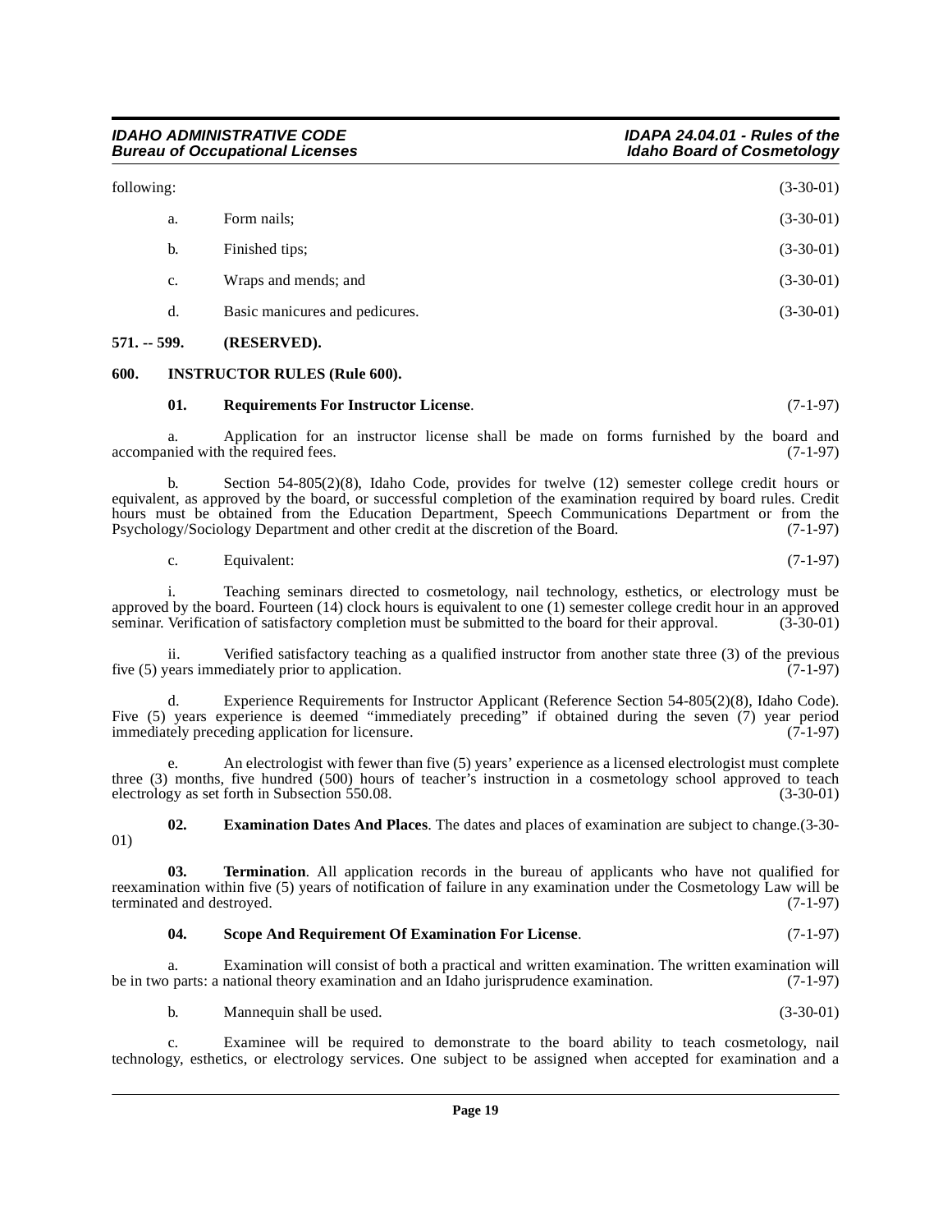following: (3-30-01)

a. Form nails; (3-30-01)

b. Finished tips; (3-30-01)

c. Wraps and mends; and (3-30-01)

d. Basic manicures and pedicures. (3-30-01)

**571. -- 599. (RESERVED).**

**600. INSTRUCTOR RULES (Rule 600).**

**01. Requirements For Instructor License**. (7-1-97)

a. Application for an instructor license shall be made on forms furnished by the board and accompanied with the required fees. (7-1-97)

b. Section 54-805(2)(8), Idaho Code, provides for twelve (12) semester college credit hours or equivalent, as approved by the board, or successful completion of the examination required by board rules. Credit hours must be obtained from the Education Department, Speech Communications Department or from the Psychology/Sociology Department and other credit at the discretion of the Board. (7-1-97)

c. Equivalent: (7-1-97)

i. Teaching seminars directed to cosmetology, nail technology, esthetics, or electrology must be approved by the board. Fourteen (14) clock hours is equivalent to one (1) semester college credit hour in an approved seminar. Verification of satisfactory completion must be submitted to the board for their approval. (3-30-01)

ii. Verified satisfactory teaching as a qualified instructor from another state three (3) of the previous five (5) years immediately prior to application. (7-1-97)

d. Experience Requirements for Instructor Applicant (Reference Section 54-805(2)(8), Idaho Code). Five (5) years experience is deemed "immediately preceding" if obtained during the seven (7) year period immediately preceding application for licensure. (7-1-97)

e. An electrologist with fewer than five (5) years' experience as a licensed electrologist must complete three (3) months, five hundred (500) hours of teacher's instruction in a cosmetology school approved to teach electrology as set forth in Subsection 550.08. (3-30-01)

**02. Examination Dates And Places**. The dates and places of examination are subject to change.(3-30-01)

**03. Termination**. All application records in the bureau of applicants who have not qualified for reexamination within five (5) years of notification of failure in any examination under the Cosmetology Law will be terminated and destroyed. (7-1-97)

**04. Scope And Requirement Of Examination For License**. (7-1-97)

a. Examination will consist of both a practical and written examination. The written examination will be in two parts: a national theory examination and an Idaho jurisprudence examination. (7-1-97)

b. Mannequin shall be used. (3-30-01)

c. Examinee will be required to demonstrate to the board ability to teach cosmetology, nail technology, esthetics, or electrology services. One subject to be assigned when accepted for examination and a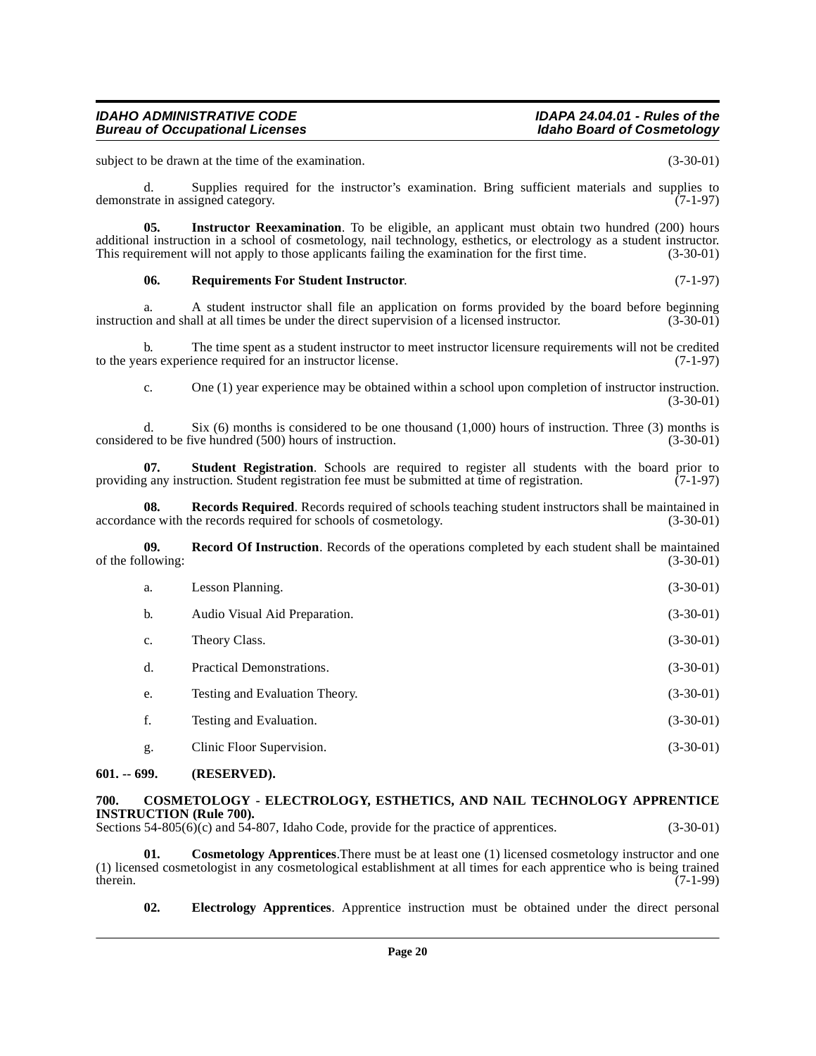subject to be drawn at the time of the examination. (3-30-01)

d. Supplies required for the instructor's examination. Bring sufficient materials and supplies to demonstrate in assigned category. (7-1-97)

**05. Instructor Reexamination**. To be eligible, an applicant must obtain two hundred (200) hours additional instruction in a school of cosmetology, nail technology, esthetics, or electrology as a student instructor. This requirement will not apply to those applicants failing the examination for the first time. (3-30-01)

**06. Requirements For Student Instructor**. (7-1-97)

a. A student instructor shall file an application on forms provided by the board before beginning instruction and shall at all times be under the direct supervision of a licensed instructor. (3-30-01)

b. The time spent as a student instructor to meet instructor licensure requirements will not be credited to the years experience required for an instructor license. (7-1-97)

c. One (1) year experience may be obtained within a school upon completion of instructor instruction. (3-30-01)

d. Six (6) months is considered to be one thousand (1,000) hours of instruction. Three (3) months is considered to be five hundred (500) hours of instruction. (3-30-01)

**07. Student Registration**. Schools are required to register all students with the board prior to providing any instruction. Student registration fee must be submitted at time of registration. (7-1-97)

**08. Records Required**. Records required of schools teaching student instructors shall be maintained in accordance with the records required for schools of cosmetology. (3-30-01)

**09. Record Of Instruction**. Records of the operations completed by each student shall be maintained of the following: (3-30-01)

a. Lesson Planning. (3-30-01)

b. Audio Visual Aid Preparation. (3-30-01)

c. Theory Class. (3-30-01)

d. Practical Demonstrations. (3-30-01)

e. Testing and Evaluation Theory. (3-30-01)

f. Testing and Evaluation. (3-30-01)

g. Clinic Floor Supervision. (3-30-01)

**601. -- 699. (RESERVED).**

**700. COSMETOLOGY - ELECTROLOGY, ESTHETICS, AND NAIL TECHNOLOGY APPRENTICE INSTRUCTION (Rule 700).**

Sections 54-805(6)(c) and 54-807, Idaho Code, provide for the practice of apprentices. (3-30-01)

**01. Cosmetology Apprentices**. There must be at least one (1) licensed cosmetology instructor and one (1) licensed cosmetologist in any cosmetological establishment at all times for each apprentice who is being trained therein. (7-1-99)

**02. Electrology Apprentices**. Apprentice instruction must be obtained under the direct personal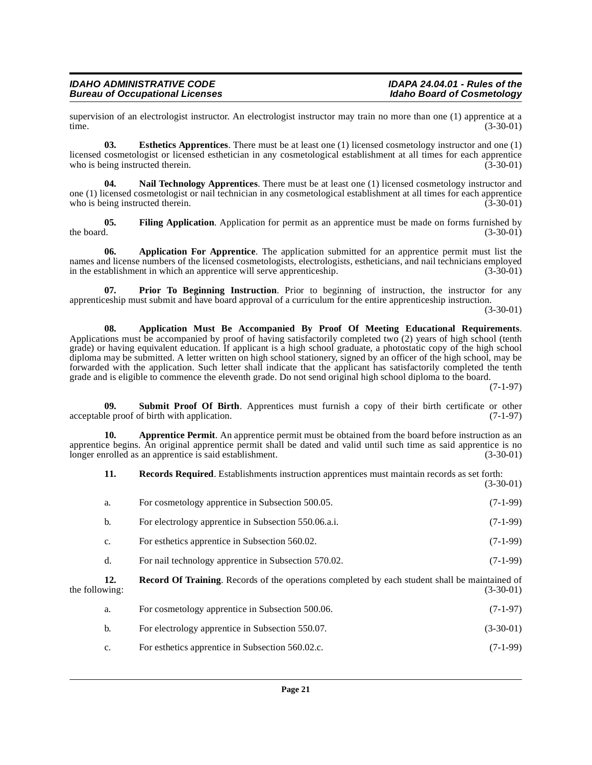supervision of an electrologist instructor. An electrologist instructor may train no more than one (1) apprentice at a time. (3-30-01)

**03. Esthetics Apprentices**. There must be at least one (1) licensed cosmetology instructor and one (1) licensed cosmetologist or licensed esthetician in any cosmetological establishment at all times for each apprentice who is being instructed therein. (3-30-01)

**04. Nail Technology Apprentices**. There must be at least one (1) licensed cosmetology instructor and one (1) licensed cosmetologist or nail technician in any cosmetological establishment at all times for each apprentice who is being instructed therein. (3-30-01)

**05. Filing Application**. Application for permit as an apprentice must be made on forms furnished by the board. (3-30-01)

**06. Application For Apprentice**. The application submitted for an apprentice permit must list the names and license numbers of the licensed cosmetologists, electrologists, estheticians, and nail technicians employed in the establishment in which an apprentice will serve apprenticeship. (3-30-01)

**07. Prior To Beginning Instruction**. Prior to beginning of instruction, the instructor for any apprenticeship must submit and have board approval of a curriculum for the entire apprenticeship instruction. (3-30-01)

**08. Application Must Be Accompanied By Proof Of Meeting Educational Requirements**. Applications must be accompanied by proof of having satisfactorily completed two (2) years of high school (tenth grade) or having equivalent education. If applicant is a high school graduate, a photostatic copy of the high school diploma may be submitted. A letter written on high school stationery, signed by an officer of the high school, may be forwarded with the application. Such letter shall indicate that the applicant has satisfactorily completed the tenth grade and is eligible to commence the eleventh grade. Do not send original high school diploma to the board. (7-1-97)

**09. Submit Proof Of Birth**. Apprentices must furnish a copy of their birth certificate or other acceptable proof of birth with application. (7-1-97)

**10. Apprentice Permit**. An apprentice permit must be obtained from the board before instruction as an apprentice begins. An original apprentice permit shall be dated and valid until such time as said apprentice is no longer enrolled as an apprentice is said establishment. (3-30-01)

**11. Records Required**. Establishments instruction apprentices must maintain records as set forth: (3-30-01)

a. For cosmetology apprentice in Subsection 500.05. (7-1-99)

b. For electrology apprentice in Subsection 550.06.a.i. (7-1-99)

c. For esthetics apprentice in Subsection 560.02. (7-1-99)

d. For nail technology apprentice in Subsection 570.02. (7-1-99)

**12. Record Of Training**. Records of the operations completed by each student shall be maintained of the following: (3-30-01)

a. For cosmetology apprentice in Subsection 500.06. (7-1-97)

b. For electrology apprentice in Subsection 550.07. (3-30-01)

c. For esthetics apprentice in Subsection 560.02.c. (7-1-99)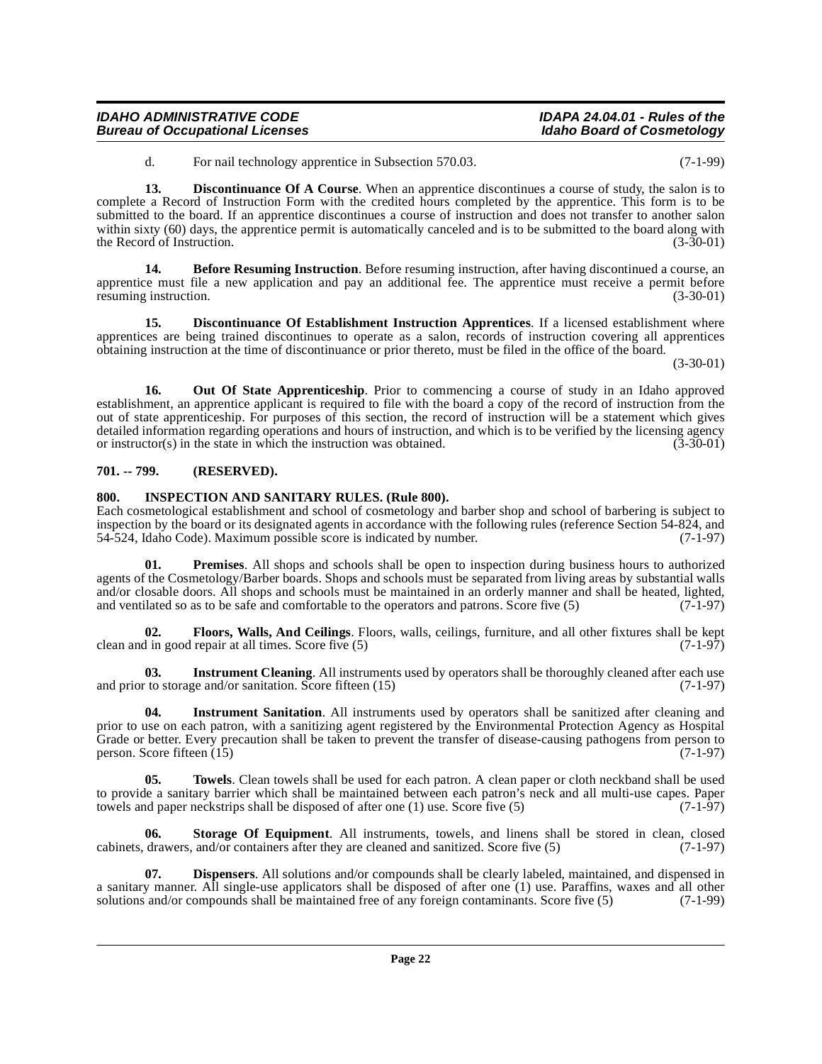d. For nail technology apprentice in Subsection 570.03. (7-1-99)

**13. Discontinuance Of A Course**. When an apprentice discontinues a course of study, the salon is to complete a Record of Instruction Form with the credited hours completed by the apprentice. This form is to be submitted to the board. If an apprentice discontinues a course of instruction and does not transfer to another salon within sixty (60) days, the apprentice permit is automatically canceled and is to be submitted to the board along with the Record of Instruction. (3-30-01)

**14. Before Resuming Instruction**. Before resuming instruction, after having discontinued a course, an apprentice must file a new application and pay an additional fee. The apprentice must receive a permit before resuming instruction. (3-30-01)

**15. Discontinuance Of Establishment Instruction Apprentices**. If a licensed establishment where apprentices are being trained discontinues to operate as a salon, records of instruction covering all apprentices obtaining instruction at the time of discontinuance or prior thereto, must be filed in the office of the board. (3-30-01)

**16. Out Of State Apprenticeship**. Prior to commencing a course of study in an Idaho approved establishment, an apprentice applicant is required to file with the board a copy of the record of instruction from the out of state apprenticeship. For purposes of this section, the record of instruction will be a statement which gives detailed information regarding operations and hours of instruction, and which is to be verified by the licensing agency or instructor(s) in the state in which the instruction was obtained. (3-30-01)

## 701. -- 799. (RESERVED).

## 800. INSPECTION AND SANITARY RULES. (Rule 800).

Each cosmetological establishment and school of cosmetology and barber shop and school of barbering is subject to inspection by the board or its designated agents in accordance with the following rules (reference Section 54-824, and 54-524, Idaho Code). Maximum possible score is indicated by number. (7-1-97)

**01. Premises**. All shops and schools shall be open to inspection during business hours to authorized agents of the Cosmetology/Barber boards. Shops and schools must be separated from living areas by substantial walls and/or closable doors. All shops and schools must be maintained in an orderly manner and shall be heated, lighted, and ventilated so as to be safe and comfortable to the operators and patrons. Score five (5) (7-1-97)

**02. Floors, Walls, And Ceilings**. Floors, walls, ceilings, furniture, and all other fixtures shall be kept clean and in good repair at all times. Score five (5) (7-1-97)

**03. Instrument Cleaning**. All instruments used by operators shall be thoroughly cleaned after each use and prior to storage and/or sanitation. Score fifteen (15) (7-1-97)

**04. Instrument Sanitation**. All instruments used by operators shall be sanitized after cleaning and prior to use on each patron, with a sanitizing agent registered by the Environmental Protection Agency as Hospital Grade or better. Every precaution shall be taken to prevent the transfer of disease-causing pathogens from person to person. Score fifteen (15) (7-1-97)

**05. Towels**. Clean towels shall be used for each patron. A clean paper or cloth neckband shall be used to provide a sanitary barrier which shall be maintained between each patron's neck and all multi-use capes. Paper towels and paper neckstrips shall be disposed of after one (1) use. Score five (5) (7-1-97)

**06. Storage Of Equipment**. All instruments, towels, and linens shall be stored in clean, closed cabinets, drawers, and/or containers after they are cleaned and sanitized. Score five (5) (7-1-97)

**07. Dispensers**. All solutions and/or compounds shall be clearly labeled, maintained, and dispensed in a sanitary manner. All single-use applicators shall be disposed of after one (1) use. Paraffins, waxes and all other solutions and/or compounds shall be maintained free of any foreign contaminants. Score five (5) (7-1-99)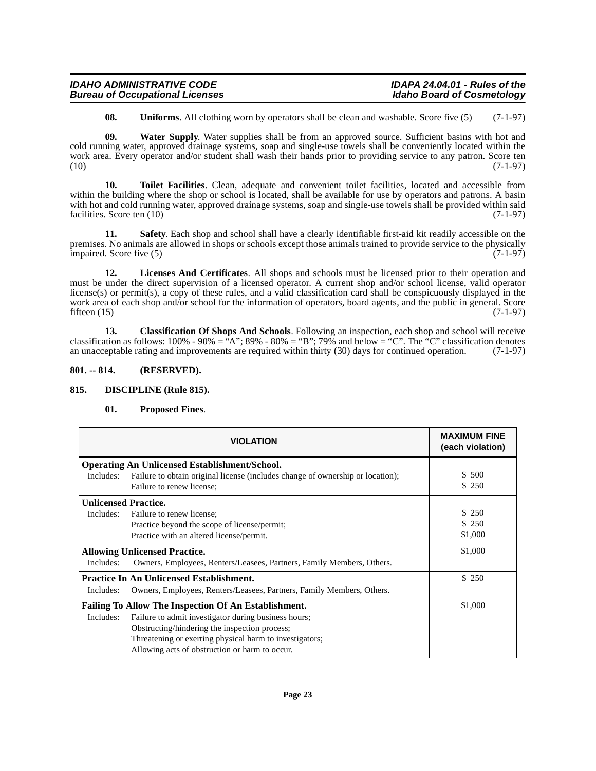**08. Uniforms**. All clothing worn by operators shall be clean and washable. Score five (5) (7-1-97)

**09. Water Supply**. Water supplies shall be from an approved source. Sufficient basins with hot and cold running water, approved drainage systems, soap and single-use towels shall be conveniently located within the work area. Every operator and/or student shall wash their hands prior to providing service to any patron. Score ten (10) (7-1-97)

**10. Toilet Facilities**. Clean, adequate and convenient toilet facilities, located and accessible from within the building where the shop or school is located, shall be available for use by operators and patrons. A basin with hot and cold running water, approved drainage systems, soap and single-use towels shall be provided within said facilities. Score ten (10) (7-1-97)

**11. Safety**. Each shop and school shall have a clearly identifiable first-aid kit readily accessible on the premises. No animals are allowed in shops or schools except those animals trained to provide service to the physically impaired. Score five (5) (7-1-97)

**12. Licenses And Certificates**. All shops and schools must be licensed prior to their operation and must be under the direct supervision of a licensed operator. A current shop and/or school license, valid operator license(s) or permit(s), a copy of these rules, and a valid classification card shall be conspicuously displayed in the work area of each shop and/or school for the information of operators, board agents, and the public in general. Score fifteen (15) (7-1-97)

**13. Classification Of Shops And Schools**. Following an inspection, each shop and school will receive classification as follows: 100% - 90% = "A"; 89% - 80% = "B"; 79% and below = "C". The "C" classification denotes an unacceptable rating and improvements are required within thirty (30) days for continued operation. (7-1-97)

## 801. -- 814. (RESERVED).

## 815. DISCIPLINE (Rule 815).

**01. Proposed Fines**.

| VIOLATION | MAXIMUM FINE (each violation) |
|---|---|
| **Operating An Unlicensed Establishment/School.** | |
| Includes: Failure to obtain original license (includes change of ownership or location); | $ 500 |
| Failure to renew license; | $ 250 |
| **Unlicensed Practice.** | |
| Includes: Failure to renew license; | $ 250 |
| Practice beyond the scope of license/permit; | $ 250 |
| Practice with an altered license/permit. | $1,000 |
| **Allowing Unlicensed Practice.** Includes: Owners, Employees, Renters/Leasees, Partners, Family Members, Others. | $1,000 |
| **Practice In An Unlicensed Establishment.** Includes: Owners, Employees, Renters/Leasees, Partners, Family Members, Others. | $ 250 |
| **Failing To Allow The Inspection Of An Establishment.** Includes: Failure to admit investigator during business hours; Obstructing/hindering the inspection process; Threatening or exerting physical harm to investigators; Allowing acts of obstruction or harm to occur. | $1,000 |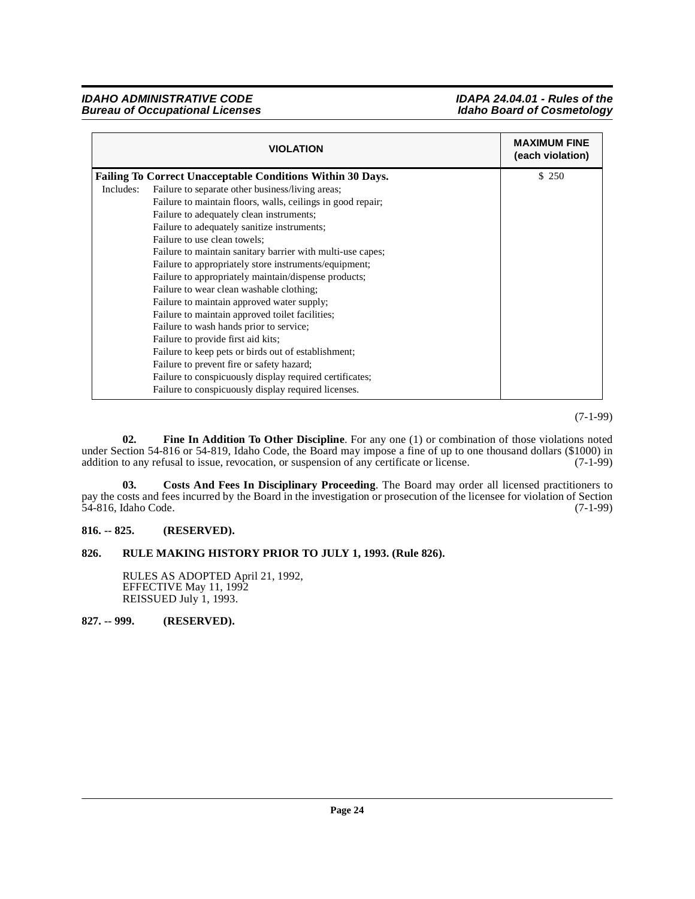| VIOLATION | MAXIMUM FINE (each violation) |
|---|---|
| **Failing To Correct Unacceptable Conditions Within 30 Days.**<br>Includes: Failure to separate other business/living areas;<br>Failure to maintain floors, walls, ceilings in good repair;<br>Failure to adequately clean instruments;<br>Failure to adequately sanitize instruments;<br>Failure to use clean towels;<br>Failure to maintain sanitary barrier with multi-use capes;<br>Failure to appropriately store instruments/equipment;<br>Failure to appropriately maintain/dispense products;<br>Failure to wear clean washable clothing;<br>Failure to maintain approved water supply;<br>Failure to maintain approved toilet facilities;<br>Failure to wash hands prior to service;<br>Failure to provide first aid kits;<br>Failure to keep pets or birds out of establishment;<br>Failure to prevent fire or safety hazard;<br>Failure to conspicuously display required certificates;<br>Failure to conspicuously display required licenses. | $ 250 |

(7-1-99)

**02. Fine In Addition To Other Discipline**. For any one (1) or combination of those violations noted under Section 54-816 or 54-819, Idaho Code, the Board may impose a fine of up to one thousand dollars ($1000) in addition to any refusal to issue, revocation, or suspension of any certificate or license. (7-1-99)

**03. Costs And Fees In Disciplinary Proceeding**. The Board may order all licensed practitioners to pay the costs and fees incurred by the Board in the investigation or prosecution of the licensee for violation of Section 54-816, Idaho Code. (7-1-99)

**816. -- 825. (RESERVED).**

**826. RULE MAKING HISTORY PRIOR TO JULY 1, 1993. (Rule 826).**

RULES AS ADOPTED April 21, 1992,
EFFECTIVE May 11, 1992
REISSUED July 1, 1993.

**827. -- 999. (RESERVED).**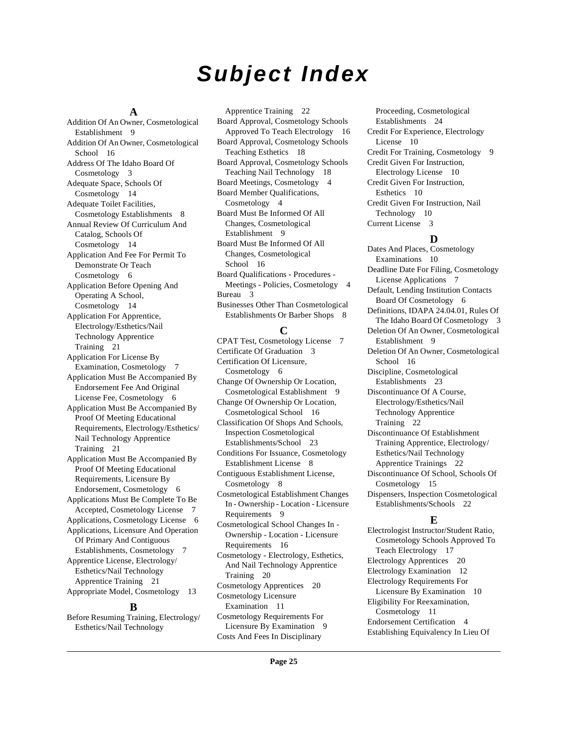# Subject Index

### A

Addition Of An Owner, Cosmetological Establishment 9
Addition Of An Owner, Cosmetological School 16
Address Of The Idaho Board Of Cosmetology 3
Adequate Space, Schools Of Cosmetology 14
Adequate Toilet Facilities, Cosmetology Establishments 8
Annual Review Of Curriculum And Catalog, Schools Of Cosmetology 14
Application And Fee For Permit To Demonstrate Or Teach Cosmetology 6
Application Before Opening And Operating A School, Cosmetology 14
Application For Apprentice, Electrology/Esthetics/Nail Technology Apprentice Training 21
Application For License By Examination, Cosmetology 7
Application Must Be Accompanied By Endorsement Fee And Original License Fee, Cosmetology 6
Application Must Be Accompanied By Proof Of Meeting Educational Requirements, Electrology/Esthetics/Nail Technology Apprentice Training 21
Application Must Be Accompanied By Proof Of Meeting Educational Requirements, Licensure By Endorsement, Cosmetology 6
Applications Must Be Complete To Be Accepted, Cosmetology License 7
Applications, Cosmetology License 6
Applications, Licensure And Operation Of Primary And Contiguous Establishments, Cosmetology 7
Apprentice License, Electrology/Esthetics/Nail Technology Apprentice Training 21
Appropriate Model, Cosmetology 13

### B

Before Resuming Training, Electrology/Esthetics/Nail Technology Apprentice Training 22
Board Approval, Cosmetology Schools Approved To Teach Electrology 16
Board Approval, Cosmetology Schools Teaching Esthetics 18
Board Approval, Cosmetology Schools Teaching Nail Technology 18
Board Meetings, Cosmetology 4
Board Member Qualifications, Cosmetology 4
Board Must Be Informed Of All Changes, Cosmetological Establishment 9
Board Must Be Informed Of All Changes, Cosmetological School 16
Board Qualifications - Procedures - Meetings - Policies, Cosmetology 4
Bureau 3
Businesses Other Than Cosmetological Establishments Or Barber Shops 8

### C

CPAT Test, Cosmetology License 7
Certificate Of Graduation 3
Certification Of Licensure, Cosmetology 6
Change Of Ownership Or Location, Cosmetological Establishment 9
Change Of Ownership Or Location, Cosmetological School 16
Classification Of Shops And Schools, Inspection Cosmetological Establishments/School 23
Conditions For Issuance, Cosmetology Establishment License 8
Contiguous Establishment License, Cosmetology 8
Cosmetological Establishment Changes In - Ownership - Location - Licensure Requirements 9
Cosmetological School Changes In - Ownership - Location - Licensure Requirements 16
Cosmetology - Electrology, Esthetics, And Nail Technology Apprentice Training 20
Cosmetology Apprentices 20
Cosmetology Licensure Examination 11
Cosmetology Requirements For Licensure By Examination 9
Costs And Fees In Disciplinary Proceeding, Cosmetological Establishments 24
Credit For Experience, Electrology License 10
Credit For Training, Cosmetology 9
Credit Given For Instruction, Electrology License 10
Credit Given For Instruction, Esthetics 10
Credit Given For Instruction, Nail Technology 10
Current License 3

### D

Dates And Places, Cosmetology Examinations 10
Deadline Date For Filing, Cosmetology License Applications 7
Default, Lending Institution Contacts Board Of Cosmetology 6
Definitions, IDAPA 24.04.01, Rules Of The Idaho Board Of Cosmetology 3
Deletion Of An Owner, Cosmetological Establishment 9
Deletion Of An Owner, Cosmetological School 16
Discipline, Cosmetological Establishments 23
Discontinuance Of A Course, Electrology/Esthetics/Nail Technology Apprentice Training 22
Discontinuance Of Establishment Training Apprentice, Electrology/Esthetics/Nail Technology Apprentice Trainings 22
Discontinuance Of School, Schools Of Cosmetology 15
Dispensers, Inspection Cosmetological Establishments/Schools 22

### E

Electrologist Instructor/Student Ratio, Cosmetology Schools Approved To Teach Electrology 17
Electrology Apprentices 20
Electrology Examination 12
Electrology Requirements For Licensure By Examination 10
Eligibility For Reexamination, Cosmetology 11
Endorsement Certification 4
Establishing Equivalency In Lieu Of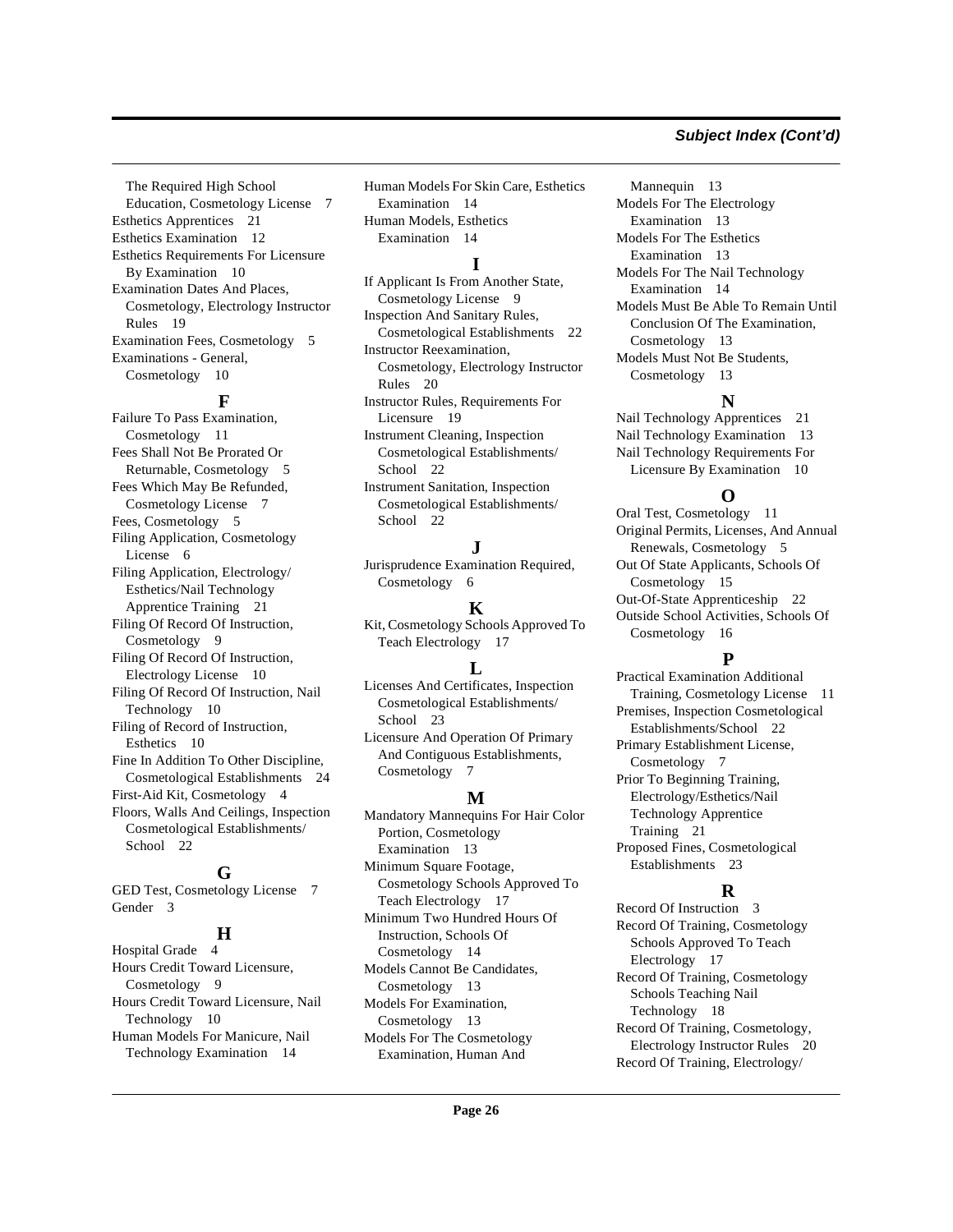The Required High School Education, Cosmetology License 7
Esthetics Apprentices 21
Esthetics Examination 12
Esthetics Requirements For Licensure By Examination 10
Examination Dates And Places, Cosmetology, Electrology Instructor Rules 19
Examination Fees, Cosmetology 5
Examinations - General, Cosmetology 10

## F

Failure To Pass Examination, Cosmetology 11
Fees Shall Not Be Prorated Or Returnable, Cosmetology 5
Fees Which May Be Refunded, Cosmetology License 7
Fees, Cosmetology 5
Filing Application, Cosmetology License 6
Filing Application, Electrology/ Esthetics/Nail Technology Apprentice Training 21
Filing Of Record Of Instruction, Cosmetology 9
Filing Of Record Of Instruction, Electrology License 10
Filing Of Record Of Instruction, Nail Technology 10
Filing of Record of Instruction, Esthetics 10
Fine In Addition To Other Discipline, Cosmetological Establishments 24
First-Aid Kit, Cosmetology 4
Floors, Walls And Ceilings, Inspection Cosmetological Establishments/ School 22

## G

GED Test, Cosmetology License 7
Gender 3

## H

Hospital Grade 4
Hours Credit Toward Licensure, Cosmetology 9
Hours Credit Toward Licensure, Nail Technology 10
Human Models For Manicure, Nail Technology Examination 14
Human Models For Skin Care, Esthetics Examination 14
Human Models, Esthetics Examination 14

## I

If Applicant Is From Another State, Cosmetology License 9
Inspection And Sanitary Rules, Cosmetological Establishments 22
Instructor Reexamination, Cosmetology, Electrology Instructor Rules 20
Instructor Rules, Requirements For Licensure 19
Instrument Cleaning, Inspection Cosmetological Establishments/ School 22
Instrument Sanitation, Inspection Cosmetological Establishments/ School 22

## J

Jurisprudence Examination Required, Cosmetology 6

## K

Kit, Cosmetology Schools Approved To Teach Electrology 17

## L

Licenses And Certificates, Inspection Cosmetological Establishments/ School 23
Licensure And Operation Of Primary And Contiguous Establishments, Cosmetology 7

## M

Mandatory Mannequins For Hair Color Portion, Cosmetology Examination 13
Minimum Square Footage, Cosmetology Schools Approved To Teach Electrology 17
Minimum Two Hundred Hours Of Instruction, Schools Of Cosmetology 14
Models Cannot Be Candidates, Cosmetology 13
Models For Examination, Cosmetology 13
Models For The Cosmetology Examination, Human And Mannequin 13
Models For The Electrology Examination 13
Models For The Esthetics Examination 13
Models For The Nail Technology Examination 14
Models Must Be Able To Remain Until Conclusion Of The Examination, Cosmetology 13
Models Must Not Be Students, Cosmetology 13

## N

Nail Technology Apprentices 21
Nail Technology Examination 13
Nail Technology Requirements For Licensure By Examination 10

## O

Oral Test, Cosmetology 11
Original Permits, Licenses, And Annual Renewals, Cosmetology 5
Out Of State Applicants, Schools Of Cosmetology 15
Out-Of-State Apprenticeship 22
Outside School Activities, Schools Of Cosmetology 16

## P

Practical Examination Additional Training, Cosmetology License 11
Premises, Inspection Cosmetological Establishments/School 22
Primary Establishment License, Cosmetology 7
Prior To Beginning Training, Electrology/Esthetics/Nail Technology Apprentice Training 21
Proposed Fines, Cosmetological Establishments 23

## R

Record Of Instruction 3
Record Of Training, Cosmetology Schools Approved To Teach Electrology 17
Record Of Training, Cosmetology Schools Teaching Nail Technology 18
Record Of Training, Cosmetology, Electrology Instructor Rules 20
Record Of Training, Electrology/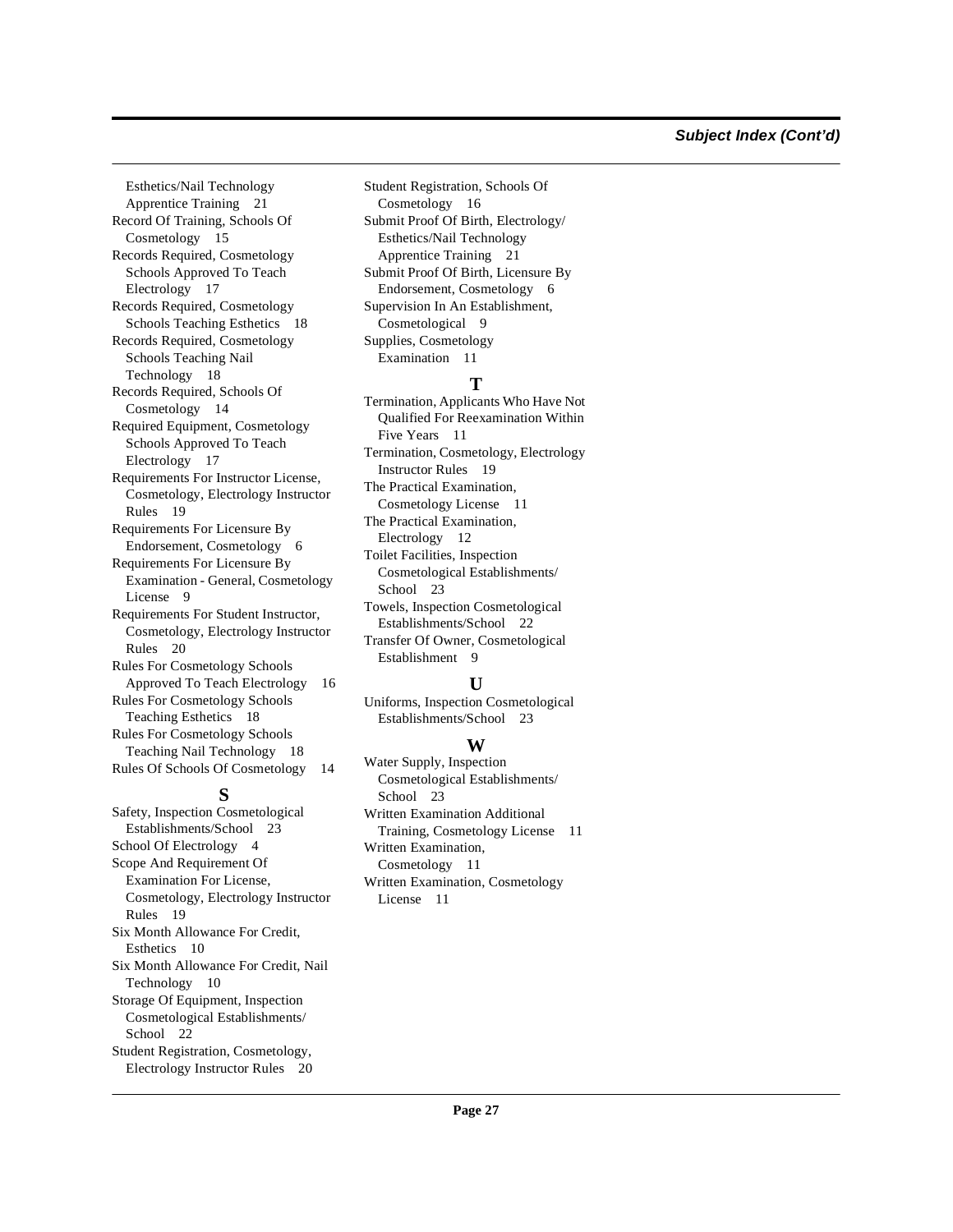Esthetics/Nail Technology Apprentice Training 21
Record Of Training, Schools Of Cosmetology 15
Records Required, Cosmetology Schools Approved To Teach Electrology 17
Records Required, Cosmetology Schools Teaching Esthetics 18
Records Required, Cosmetology Schools Teaching Nail Technology 18
Records Required, Schools Of Cosmetology 14
Required Equipment, Cosmetology Schools Approved To Teach Electrology 17
Requirements For Instructor License, Cosmetology, Electrology Instructor Rules 19
Requirements For Licensure By Endorsement, Cosmetology 6
Requirements For Licensure By Examination - General, Cosmetology License 9
Requirements For Student Instructor, Cosmetology, Electrology Instructor Rules 20
Rules For Cosmetology Schools Approved To Teach Electrology 16
Rules For Cosmetology Schools Teaching Esthetics 18
Rules For Cosmetology Schools Teaching Nail Technology 18
Rules Of Schools Of Cosmetology 14

## S

Safety, Inspection Cosmetological Establishments/School 23
School Of Electrology 4
Scope And Requirement Of Examination For License, Cosmetology, Electrology Instructor Rules 19
Six Month Allowance For Credit, Esthetics 10
Six Month Allowance For Credit, Nail Technology 10
Storage Of Equipment, Inspection Cosmetological Establishments/ School 22
Student Registration, Cosmetology, Electrology Instructor Rules 20
Student Registration, Schools Of Cosmetology 16
Submit Proof Of Birth, Electrology/ Esthetics/Nail Technology Apprentice Training 21
Submit Proof Of Birth, Licensure By Endorsement, Cosmetology 6
Supervision In An Establishment, Cosmetological 9
Supplies, Cosmetology Examination 11

## T

Termination, Applicants Who Have Not Qualified For Reexamination Within Five Years 11
Termination, Cosmetology, Electrology Instructor Rules 19
The Practical Examination, Cosmetology License 11
The Practical Examination, Electrology 12
Toilet Facilities, Inspection Cosmetological Establishments/ School 23
Towels, Inspection Cosmetological Establishments/School 22
Transfer Of Owner, Cosmetological Establishment 9

## U

Uniforms, Inspection Cosmetological Establishments/School 23

## W

Water Supply, Inspection Cosmetological Establishments/ School 23
Written Examination Additional Training, Cosmetology License 11
Written Examination, Cosmetology 11
Written Examination, Cosmetology License 11